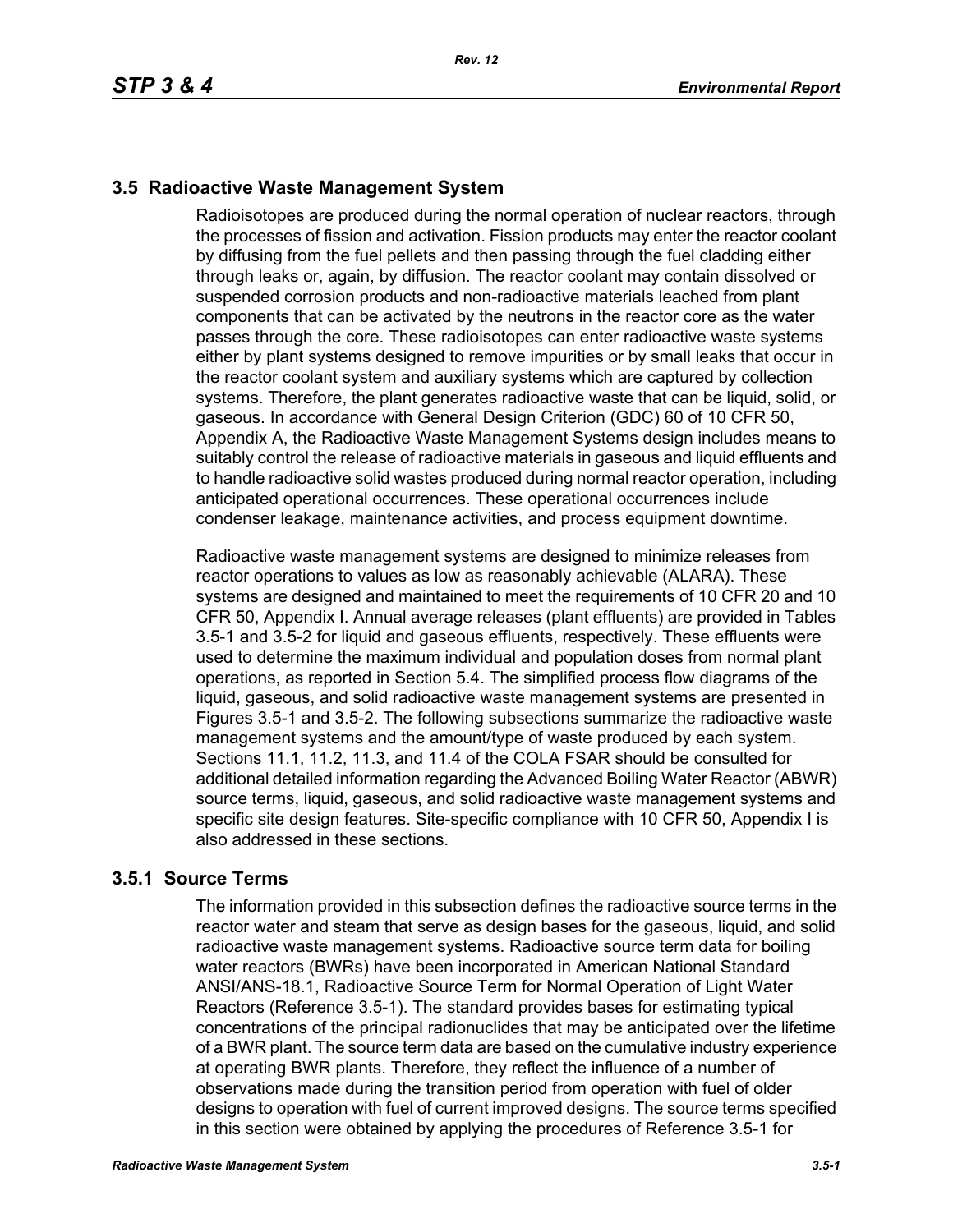## 3.5 Radioactive Waste Management System

Radioisotopes are produced during the normal operation of nuclear reactors, through the processes of fission and activation. Fission products may enter the reactor coolant by diffusing from the fuel pellets and then passing through the fuel cladding either through leaks or, again, by diffusion. The reactor coolant may contain dissolved or suspended corrosion products and non-radioactive materials leached from plant components that can be activated by the neutrons in the reactor core as the water passes through the core. These radioisotopes can enter radioactive waste systems either by plant systems designed to remove impurities or by small leaks that occur in the reactor coolant system and auxiliary systems which are captured by collection systems. Therefore, the plant generates radioactive waste that can be liquid, solid, or gaseous. In accordance with General Design Criterion (GDC) 60 of 10 CFR 50, Appendix A, the Radioactive Waste Management Systems design includes means to suitably control the release of radioactive materials in gaseous and liquid effluents and to handle radioactive solid wastes produced during normal reactor operation, including anticipated operational occurrences. These operational occurrences include condenser leakage, maintenance activities, and process equipment downtime.

Radioactive waste management systems are designed to minimize releases from reactor operations to values as low as reasonably achievable (ALARA). These systems are designed and maintained to meet the requirements of 10 CFR 20 and 10 CFR 50, Appendix I. Annual average releases (plant effluents) are provided in Tables 3.5-1 and 3.5-2 for liquid and gaseous effluents, respectively. These effluents were used to determine the maximum individual and population doses from normal plant operations, as reported in Section 5.4. The simplified process flow diagrams of the liquid, gaseous, and solid radioactive waste management systems are presented in Figures 3.5-1 and 3.5-2. The following subsections summarize the radioactive waste management systems and the amount/type of waste produced by each system. Sections 11.1, 11.2, 11.3, and 11.4 of the COLA FSAR should be consulted for additional detailed information regarding the Advanced Boiling Water Reactor (ABWR) source terms, liquid, gaseous, and solid radioactive waste management systems and specific site design features. Site-specific compliance with 10 CFR 50, Appendix I is also addressed in these sections.

### 3.5.1 Source Terms

The information provided in this subsection defines the radioactive source terms in the reactor water and steam that serve as design bases for the gaseous, liquid, and solid radioactive waste management systems. Radioactive source term data for boiling water reactors (BWRs) have been incorporated in American National Standard ANSI/ANS-18.1, Radioactive Source Term for Normal Operation of Light Water Reactors (Reference 3.5-1). The standard provides bases for estimating typical concentrations of the principal radionuclides that may be anticipated over the lifetime of a BWR plant. The source term data are based on the cumulative industry experience at operating BWR plants. Therefore, they reflect the influence of a number of observations made during the transition period from operation with fuel of older designs to operation with fuel of current improved designs. The source terms specified in this section were obtained by applying the procedures of Reference 3.5-1 for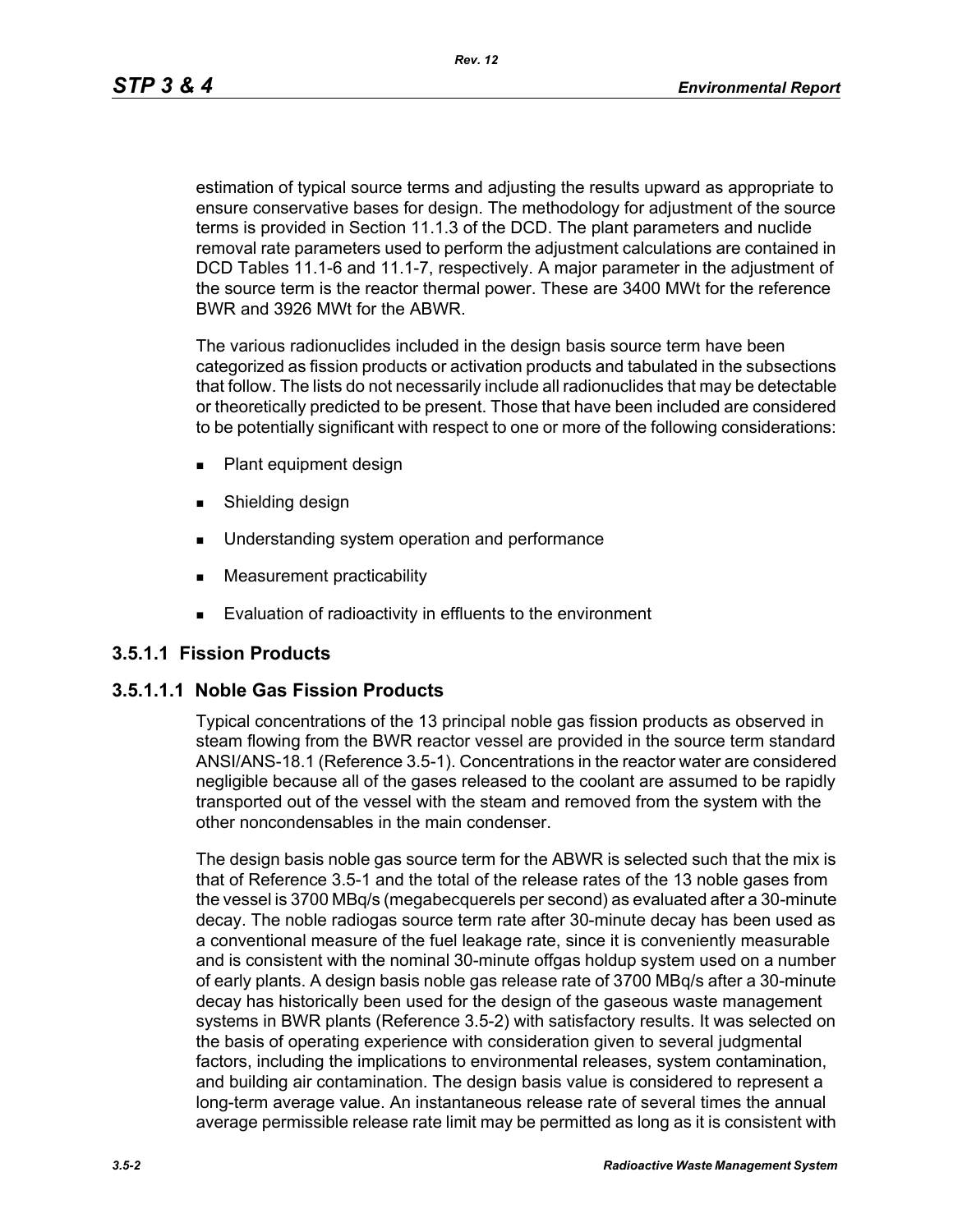estimation of typical source terms and adjusting the results upward as appropriate to ensure conservative bases for design. The methodology for adjustment of the source terms is provided in Section 11.1.3 of the DCD. The plant parameters and nuclide removal rate parameters used to perform the adjustment calculations are contained in DCD Tables 11.1-6 and 11.1-7, respectively. A major parameter in the adjustment of the source term is the reactor thermal power. These are 3400 MWt for the reference BWR and 3926 MWt for the ABWR.

The various radionuclides included in the design basis source term have been categorized as fission products or activation products and tabulated in the subsections that follow. The lists do not necessarily include all radionuclides that may be detectable or theoretically predicted to be present. Those that have been included are considered to be potentially significant with respect to one or more of the following considerations:

- Plant equipment design
- Shielding design
- Understanding system operation and performance
- Measurement practicability
- Evaluation of radioactivity in effluents to the environment

### 3.5.1.1 Fission Products

#### 3.5.1.1.1 Noble Gas Fission Products

Typical concentrations of the 13 principal noble gas fission products as observed in steam flowing from the BWR reactor vessel are provided in the source term standard ANSI/ANS-18.1 (Reference 3.5-1). Concentrations in the reactor water are considered negligible because all of the gases released to the coolant are assumed to be rapidly transported out of the vessel with the steam and removed from the system with the other noncondensables in the main condenser.

The design basis noble gas source term for the ABWR is selected such that the mix is that of Reference 3.5-1 and the total of the release rates of the 13 noble gases from the vessel is 3700 MBq/s (megabecquerels per second) as evaluated after a 30-minute decay. The noble radiogas source term rate after 30-minute decay has been used as a conventional measure of the fuel leakage rate, since it is conveniently measurable and is consistent with the nominal 30-minute offgas holdup system used on a number of early plants. A design basis noble gas release rate of 3700 MBq/s after a 30-minute decay has historically been used for the design of the gaseous waste management systems in BWR plants (Reference 3.5-2) with satisfactory results. It was selected on the basis of operating experience with consideration given to several judgmental factors, including the implications to environmental releases, system contamination, and building air contamination. The design basis value is considered to represent a long-term average value. An instantaneous release rate of several times the annual average permissible release rate limit may be permitted as long as it is consistent with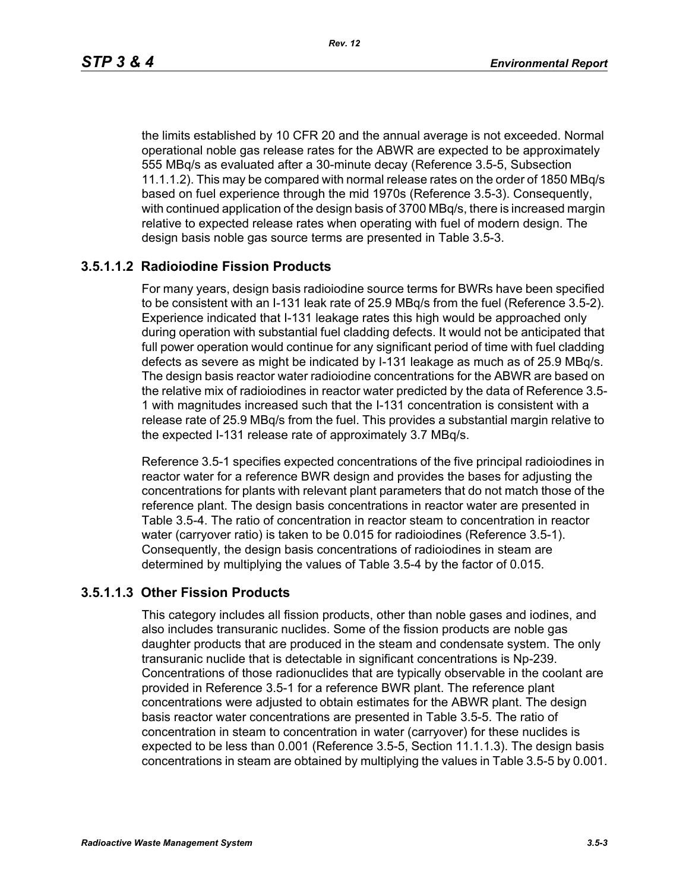the limits established by 10 CFR 20 and the annual average is not exceeded. Normal operational noble gas release rates for the ABWR are expected to be approximately 555 MBq/s as evaluated after a 30-minute decay (Reference 3.5-5, Subsection 11.1.1.2). This may be compared with normal release rates on the order of 1850 MBq/s based on fuel experience through the mid 1970s (Reference 3.5-3). Consequently, with continued application of the design basis of 3700 MBq/s, there is increased margin relative to expected release rates when operating with fuel of modern design. The design basis noble gas source terms are presented in Table 3.5-3.

### 3.5.1.1.2 Radioiodine Fission Products

For many years, design basis radioiodine source terms for BWRs have been specified to be consistent with an I-131 leak rate of 25.9 MBq/s from the fuel (Reference 3.5-2). Experience indicated that I-131 leakage rates this high would be approached only during operation with substantial fuel cladding defects. It would not be anticipated that full power operation would continue for any significant period of time with fuel cladding defects as severe as might be indicated by I-131 leakage as much as of 25.9 MBq/s. The design basis reactor water radioiodine concentrations for the ABWR are based on the relative mix of radioiodines in reactor water predicted by the data of Reference 3.5-1 with magnitudes increased such that the I-131 concentration is consistent with a release rate of 25.9 MBq/s from the fuel. This provides a substantial margin relative to the expected I-131 release rate of approximately 3.7 MBq/s.

Reference 3.5-1 specifies expected concentrations of the five principal radioiodines in reactor water for a reference BWR design and provides the bases for adjusting the concentrations for plants with relevant plant parameters that do not match those of the reference plant. The design basis concentrations in reactor water are presented in Table 3.5-4. The ratio of concentration in reactor steam to concentration in reactor water (carryover ratio) is taken to be 0.015 for radioiodines (Reference 3.5-1). Consequently, the design basis concentrations of radioiodines in steam are determined by multiplying the values of Table 3.5-4 by the factor of 0.015.

### 3.5.1.1.3 Other Fission Products

This category includes all fission products, other than noble gases and iodines, and also includes transuranic nuclides. Some of the fission products are noble gas daughter products that are produced in the steam and condensate system. The only transuranic nuclide that is detectable in significant concentrations is Np-239. Concentrations of those radionuclides that are typically observable in the coolant are provided in Reference 3.5-1 for a reference BWR plant. The reference plant concentrations were adjusted to obtain estimates for the ABWR plant. The design basis reactor water concentrations are presented in Table 3.5-5. The ratio of concentration in steam to concentration in water (carryover) for these nuclides is expected to be less than 0.001 (Reference 3.5-5, Section 11.1.1.3). The design basis concentrations in steam are obtained by multiplying the values in Table 3.5-5 by 0.001.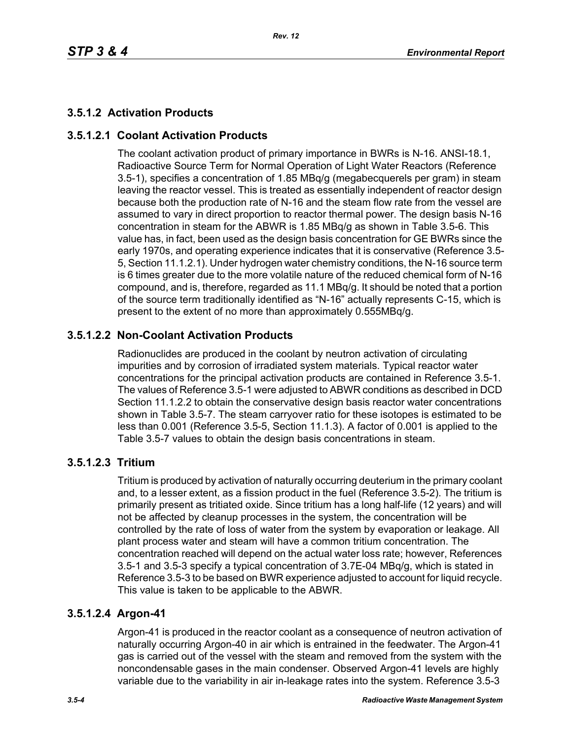### 3.5.1.2 Activation Products

#### 3.5.1.2.1 Coolant Activation Products

The coolant activation product of primary importance in BWRs is N-16. ANSI-18.1, Radioactive Source Term for Normal Operation of Light Water Reactors (Reference 3.5-1), specifies a concentration of 1.85 MBq/g (megabecquerels per gram) in steam leaving the reactor vessel. This is treated as essentially independent of reactor design because both the production rate of N-16 and the steam flow rate from the vessel are assumed to vary in direct proportion to reactor thermal power. The design basis N-16 concentration in steam for the ABWR is 1.85 MBq/g as shown in Table 3.5-6. This value has, in fact, been used as the design basis concentration for GE BWRs since the early 1970s, and operating experience indicates that it is conservative (Reference 3.5-5, Section 11.1.2.1). Under hydrogen water chemistry conditions, the N-16 source term is 6 times greater due to the more volatile nature of the reduced chemical form of N-16 compound, and is, therefore, regarded as 11.1 MBq/g. It should be noted that a portion of the source term traditionally identified as "N-16" actually represents C-15, which is present to the extent of no more than approximately 0.555MBq/g.

#### 3.5.1.2.2 Non-Coolant Activation Products

Radionuclides are produced in the coolant by neutron activation of circulating impurities and by corrosion of irradiated system materials. Typical reactor water concentrations for the principal activation products are contained in Reference 3.5-1. The values of Reference 3.5-1 were adjusted to ABWR conditions as described in DCD Section 11.1.2.2 to obtain the conservative design basis reactor water concentrations shown in Table 3.5-7. The steam carryover ratio for these isotopes is estimated to be less than 0.001 (Reference 3.5-5, Section 11.1.3). A factor of 0.001 is applied to the Table 3.5-7 values to obtain the design basis concentrations in steam.

#### 3.5.1.2.3 Tritium

Tritium is produced by activation of naturally occurring deuterium in the primary coolant and, to a lesser extent, as a fission product in the fuel (Reference 3.5-2). The tritium is primarily present as tritiated oxide. Since tritium has a long half-life (12 years) and will not be affected by cleanup processes in the system, the concentration will be controlled by the rate of loss of water from the system by evaporation or leakage. All plant process water and steam will have a common tritium concentration. The concentration reached will depend on the actual water loss rate; however, References 3.5-1 and 3.5-3 specify a typical concentration of 3.7E-04 MBq/g, which is stated in Reference 3.5-3 to be based on BWR experience adjusted to account for liquid recycle. This value is taken to be applicable to the ABWR.

#### 3.5.1.2.4 Argon-41

Argon-41 is produced in the reactor coolant as a consequence of neutron activation of naturally occurring Argon-40 in air which is entrained in the feedwater. The Argon-41 gas is carried out of the vessel with the steam and removed from the system with the noncondensable gases in the main condenser. Observed Argon-41 levels are highly variable due to the variability in air in-leakage rates into the system. Reference 3.5-3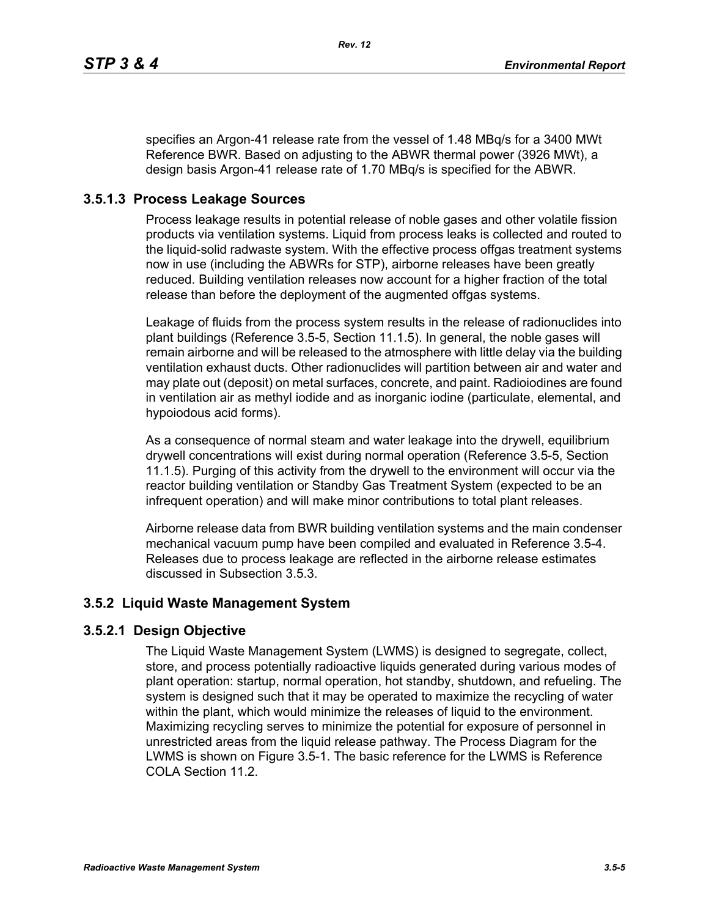specifies an Argon-41 release rate from the vessel of 1.48 MBq/s for a 3400 MWt Reference BWR. Based on adjusting to the ABWR thermal power (3926 MWt), a design basis Argon-41 release rate of 1.70 MBq/s is specified for the ABWR.

### 3.5.1.3 Process Leakage Sources

Process leakage results in potential release of noble gases and other volatile fission products via ventilation systems. Liquid from process leaks is collected and routed to the liquid-solid radwaste system. With the effective process offgas treatment systems now in use (including the ABWRs for STP), airborne releases have been greatly reduced. Building ventilation releases now account for a higher fraction of the total release than before the deployment of the augmented offgas systems.

Leakage of fluids from the process system results in the release of radionuclides into plant buildings (Reference 3.5-5, Section 11.1.5). In general, the noble gases will remain airborne and will be released to the atmosphere with little delay via the building ventilation exhaust ducts. Other radionuclides will partition between air and water and may plate out (deposit) on metal surfaces, concrete, and paint. Radioiodines are found in ventilation air as methyl iodide and as inorganic iodine (particulate, elemental, and hypoiodous acid forms).

As a consequence of normal steam and water leakage into the drywell, equilibrium drywell concentrations will exist during normal operation (Reference 3.5-5, Section 11.1.5). Purging of this activity from the drywell to the environment will occur via the reactor building ventilation or Standby Gas Treatment System (expected to be an infrequent operation) and will make minor contributions to total plant releases.

Airborne release data from BWR building ventilation systems and the main condenser mechanical vacuum pump have been compiled and evaluated in Reference 3.5-4. Releases due to process leakage are reflected in the airborne release estimates discussed in Subsection 3.5.3.

## 3.5.2 Liquid Waste Management System

### 3.5.2.1 Design Objective

The Liquid Waste Management System (LWMS) is designed to segregate, collect, store, and process potentially radioactive liquids generated during various modes of plant operation: startup, normal operation, hot standby, shutdown, and refueling. The system is designed such that it may be operated to maximize the recycling of water within the plant, which would minimize the releases of liquid to the environment. Maximizing recycling serves to minimize the potential for exposure of personnel in unrestricted areas from the liquid release pathway. The Process Diagram for the LWMS is shown on Figure 3.5-1. The basic reference for the LWMS is Reference COLA Section 11.2.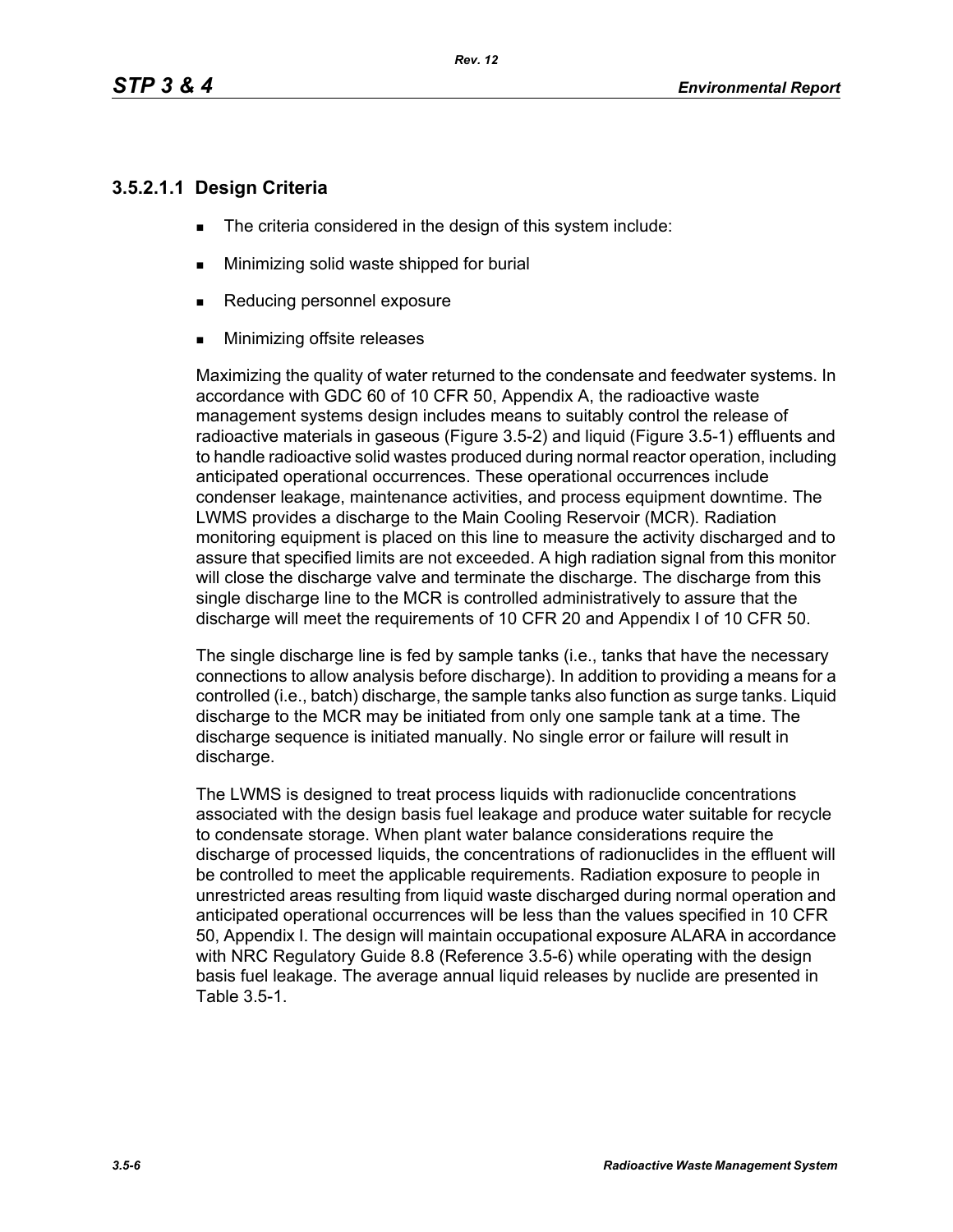### 3.5.2.1.1 Design Criteria

- The criteria considered in the design of this system include:
- Minimizing solid waste shipped for burial
- Reducing personnel exposure
- Minimizing offsite releases

Maximizing the quality of water returned to the condensate and feedwater systems. In accordance with GDC 60 of 10 CFR 50, Appendix A, the radioactive waste management systems design includes means to suitably control the release of radioactive materials in gaseous (Figure 3.5-2) and liquid (Figure 3.5-1) effluents and to handle radioactive solid wastes produced during normal reactor operation, including anticipated operational occurrences. These operational occurrences include condenser leakage, maintenance activities, and process equipment downtime. The LWMS provides a discharge to the Main Cooling Reservoir (MCR). Radiation monitoring equipment is placed on this line to measure the activity discharged and to assure that specified limits are not exceeded. A high radiation signal from this monitor will close the discharge valve and terminate the discharge. The discharge from this single discharge line to the MCR is controlled administratively to assure that the discharge will meet the requirements of 10 CFR 20 and Appendix I of 10 CFR 50.

The single discharge line is fed by sample tanks (i.e., tanks that have the necessary connections to allow analysis before discharge). In addition to providing a means for a controlled (i.e., batch) discharge, the sample tanks also function as surge tanks. Liquid discharge to the MCR may be initiated from only one sample tank at a time. The discharge sequence is initiated manually. No single error or failure will result in discharge.

The LWMS is designed to treat process liquids with radionuclide concentrations associated with the design basis fuel leakage and produce water suitable for recycle to condensate storage. When plant water balance considerations require the discharge of processed liquids, the concentrations of radionuclides in the effluent will be controlled to meet the applicable requirements. Radiation exposure to people in unrestricted areas resulting from liquid waste discharged during normal operation and anticipated operational occurrences will be less than the values specified in 10 CFR 50, Appendix I. The design will maintain occupational exposure ALARA in accordance with NRC Regulatory Guide 8.8 (Reference 3.5-6) while operating with the design basis fuel leakage. The average annual liquid releases by nuclide are presented in Table 3.5-1.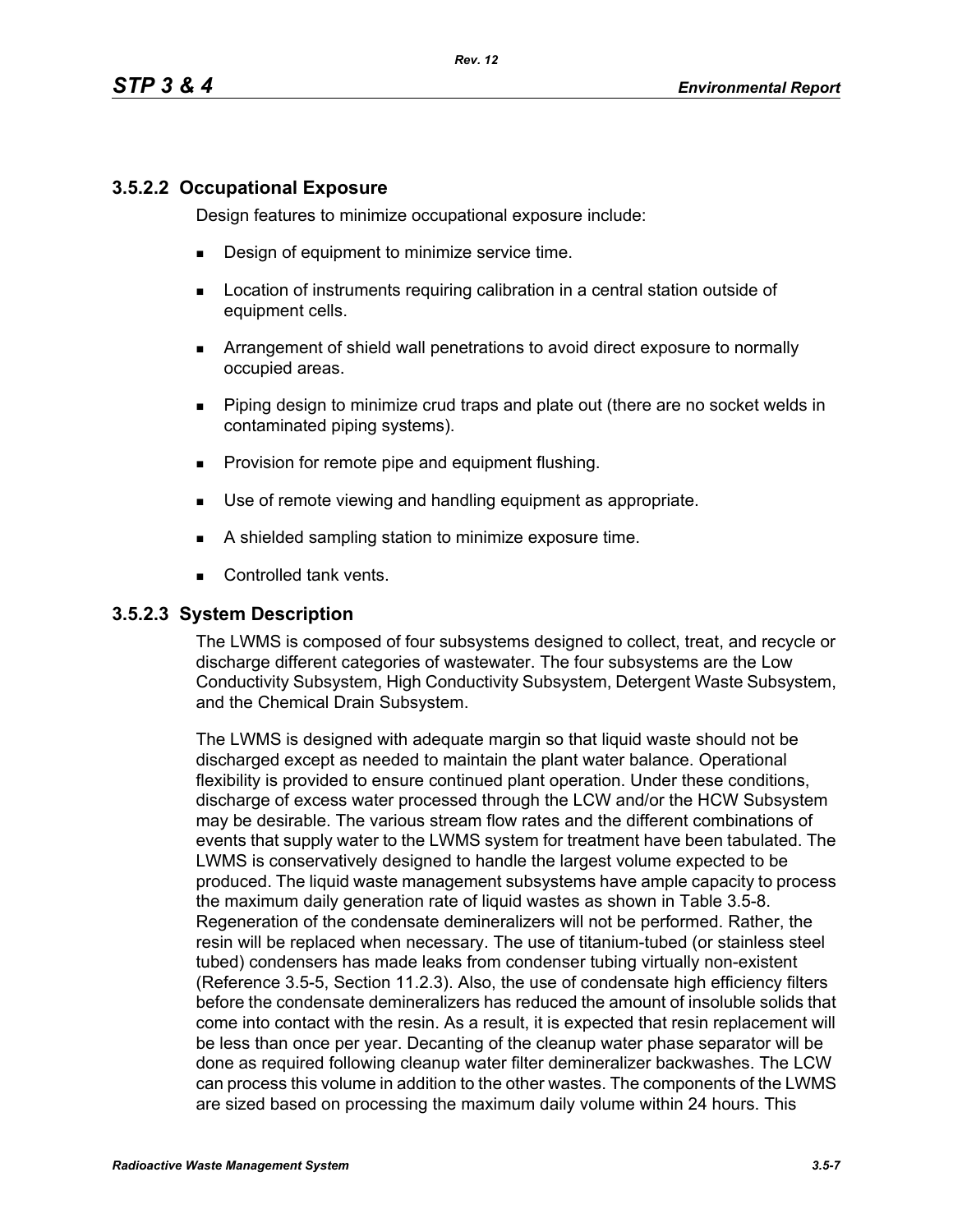### 3.5.2.2 Occupational Exposure

Design features to minimize occupational exposure include:

- Design of equipment to minimize service time.
- Location of instruments requiring calibration in a central station outside of equipment cells.
- Arrangement of shield wall penetrations to avoid direct exposure to normally occupied areas.
- Piping design to minimize crud traps and plate out (there are no socket welds in contaminated piping systems).
- Provision for remote pipe and equipment flushing.
- Use of remote viewing and handling equipment as appropriate.
- A shielded sampling station to minimize exposure time.
- Controlled tank vents.

### 3.5.2.3 System Description

The LWMS is composed of four subsystems designed to collect, treat, and recycle or discharge different categories of wastewater. The four subsystems are the Low Conductivity Subsystem, High Conductivity Subsystem, Detergent Waste Subsystem, and the Chemical Drain Subsystem.

The LWMS is designed with adequate margin so that liquid waste should not be discharged except as needed to maintain the plant water balance. Operational flexibility is provided to ensure continued plant operation. Under these conditions, discharge of excess water processed through the LCW and/or the HCW Subsystem may be desirable. The various stream flow rates and the different combinations of events that supply water to the LWMS system for treatment have been tabulated. The LWMS is conservatively designed to handle the largest volume expected to be produced. The liquid waste management subsystems have ample capacity to process the maximum daily generation rate of liquid wastes as shown in Table 3.5-8. Regeneration of the condensate demineralizers will not be performed. Rather, the resin will be replaced when necessary. The use of titanium-tubed (or stainless steel tubed) condensers has made leaks from condenser tubing virtually non-existent (Reference 3.5-5, Section 11.2.3). Also, the use of condensate high efficiency filters before the condensate demineralizers has reduced the amount of insoluble solids that come into contact with the resin. As a result, it is expected that resin replacement will be less than once per year. Decanting of the cleanup water phase separator will be done as required following cleanup water filter demineralizer backwashes. The LCW can process this volume in addition to the other wastes. The components of the LWMS are sized based on processing the maximum daily volume within 24 hours. This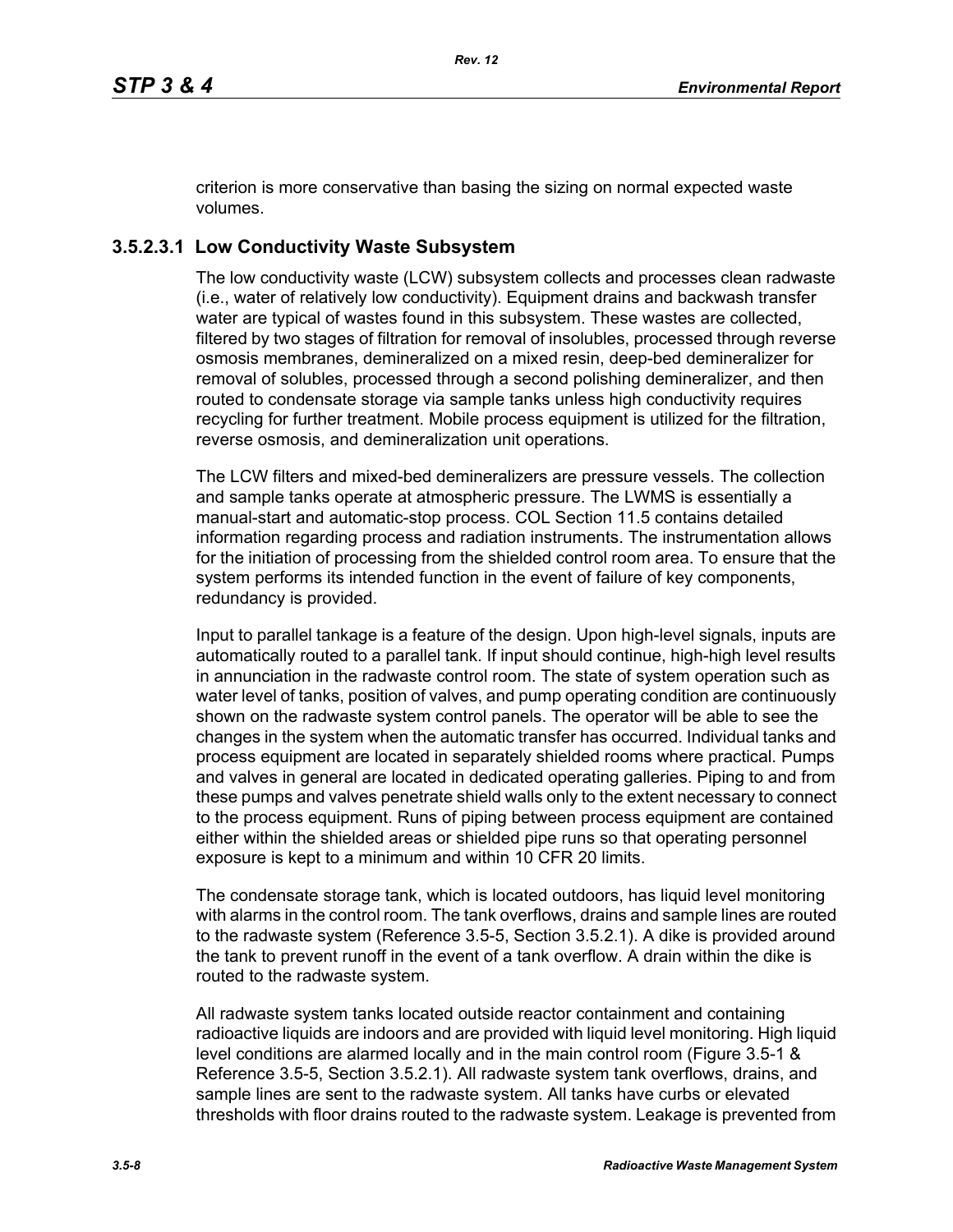criterion is more conservative than basing the sizing on normal expected waste volumes.

### 3.5.2.3.1 Low Conductivity Waste Subsystem

The low conductivity waste (LCW) subsystem collects and processes clean radwaste (i.e., water of relatively low conductivity). Equipment drains and backwash transfer water are typical of wastes found in this subsystem. These wastes are collected, filtered by two stages of filtration for removal of insolubles, processed through reverse osmosis membranes, demineralized on a mixed resin, deep-bed demineralizer for removal of solubles, processed through a second polishing demineralizer, and then routed to condensate storage via sample tanks unless high conductivity requires recycling for further treatment. Mobile process equipment is utilized for the filtration, reverse osmosis, and demineralization unit operations.

The LCW filters and mixed-bed demineralizers are pressure vessels. The collection and sample tanks operate at atmospheric pressure. The LWMS is essentially a manual-start and automatic-stop process. COL Section 11.5 contains detailed information regarding process and radiation instruments. The instrumentation allows for the initiation of processing from the shielded control room area. To ensure that the system performs its intended function in the event of failure of key components, redundancy is provided.

Input to parallel tankage is a feature of the design. Upon high-level signals, inputs are automatically routed to a parallel tank. If input should continue, high-high level results in annunciation in the radwaste control room. The state of system operation such as water level of tanks, position of valves, and pump operating condition are continuously shown on the radwaste system control panels. The operator will be able to see the changes in the system when the automatic transfer has occurred. Individual tanks and process equipment are located in separately shielded rooms where practical. Pumps and valves in general are located in dedicated operating galleries. Piping to and from these pumps and valves penetrate shield walls only to the extent necessary to connect to the process equipment. Runs of piping between process equipment are contained either within the shielded areas or shielded pipe runs so that operating personnel exposure is kept to a minimum and within 10 CFR 20 limits.

The condensate storage tank, which is located outdoors, has liquid level monitoring with alarms in the control room. The tank overflows, drains and sample lines are routed to the radwaste system (Reference 3.5-5, Section 3.5.2.1). A dike is provided around the tank to prevent runoff in the event of a tank overflow. A drain within the dike is routed to the radwaste system.

All radwaste system tanks located outside reactor containment and containing radioactive liquids are indoors and are provided with liquid level monitoring. High liquid level conditions are alarmed locally and in the main control room (Figure 3.5-1 & Reference 3.5-5, Section 3.5.2.1). All radwaste system tank overflows, drains, and sample lines are sent to the radwaste system. All tanks have curbs or elevated thresholds with floor drains routed to the radwaste system. Leakage is prevented from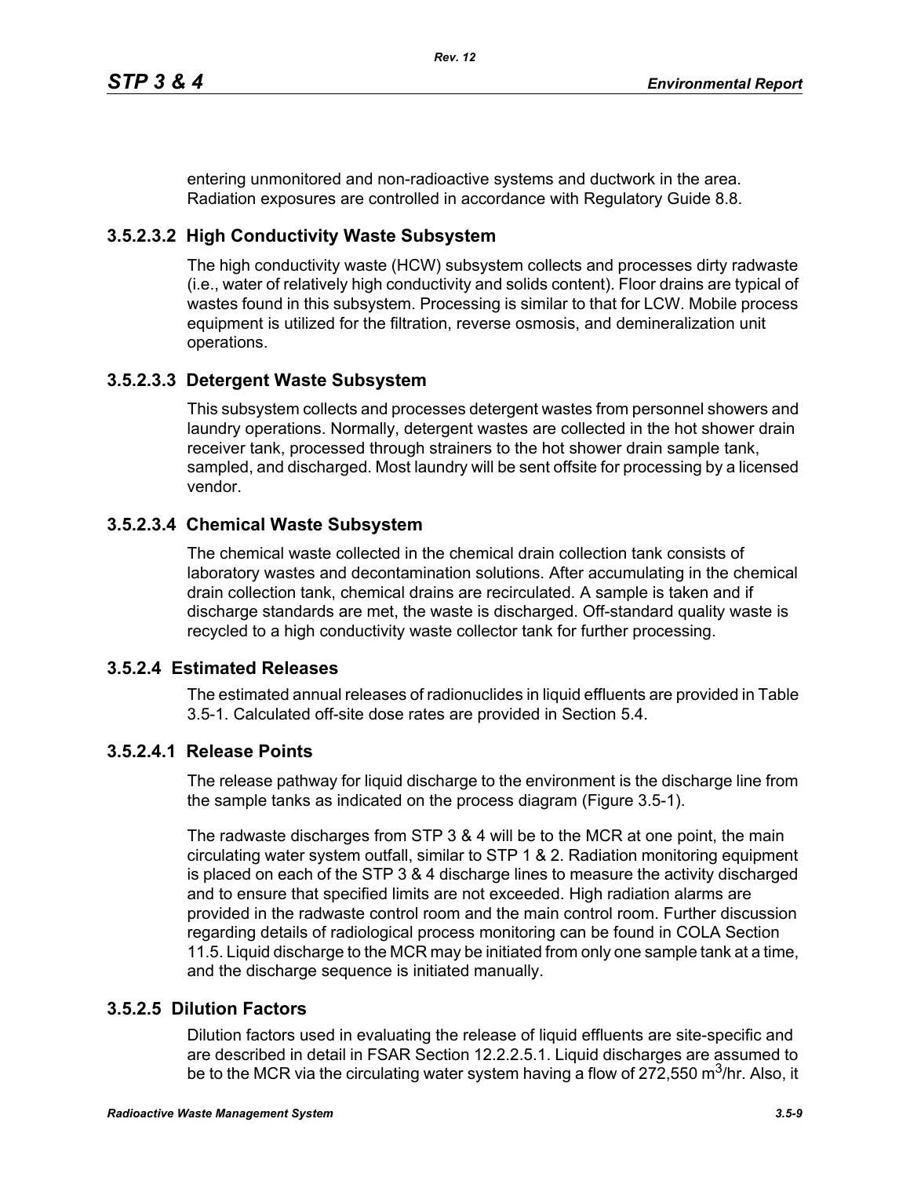entering unmonitored and non-radioactive systems and ductwork in the area. Radiation exposures are controlled in accordance with Regulatory Guide 8.8.

#### 3.5.2.3.2 High Conductivity Waste Subsystem

The high conductivity waste (HCW) subsystem collects and processes dirty radwaste (i.e., water of relatively high conductivity and solids content). Floor drains are typical of wastes found in this subsystem. Processing is similar to that for LCW. Mobile process equipment is utilized for the filtration, reverse osmosis, and demineralization unit operations.

#### 3.5.2.3.3 Detergent Waste Subsystem

This subsystem collects and processes detergent wastes from personnel showers and laundry operations. Normally, detergent wastes are collected in the hot shower drain receiver tank, processed through strainers to the hot shower drain sample tank, sampled, and discharged. Most laundry will be sent offsite for processing by a licensed vendor.

#### 3.5.2.3.4 Chemical Waste Subsystem

The chemical waste collected in the chemical drain collection tank consists of laboratory wastes and decontamination solutions. After accumulating in the chemical drain collection tank, chemical drains are recirculated. A sample is taken and if discharge standards are met, the waste is discharged. Off-standard quality waste is recycled to a high conductivity waste collector tank for further processing.

### 3.5.2.4 Estimated Releases

The estimated annual releases of radionuclides in liquid effluents are provided in Table 3.5-1. Calculated off-site dose rates are provided in Section 5.4.

#### 3.5.2.4.1 Release Points

The release pathway for liquid discharge to the environment is the discharge line from the sample tanks as indicated on the process diagram (Figure 3.5-1).

The radwaste discharges from STP 3 & 4 will be to the MCR at one point, the main circulating water system outfall, similar to STP 1 & 2. Radiation monitoring equipment is placed on each of the STP 3 & 4 discharge lines to measure the activity discharged and to ensure that specified limits are not exceeded. High radiation alarms are provided in the radwaste control room and the main control room. Further discussion regarding details of radiological process monitoring can be found in COLA Section 11.5. Liquid discharge to the MCR may be initiated from only one sample tank at a time, and the discharge sequence is initiated manually.

### 3.5.2.5 Dilution Factors

Dilution factors used in evaluating the release of liquid effluents are site-specific and are described in detail in FSAR Section 12.2.2.5.1. Liquid discharges are assumed to be to the MCR via the circulating water system having a flow of 272,550 $m^3$/hr. Also, it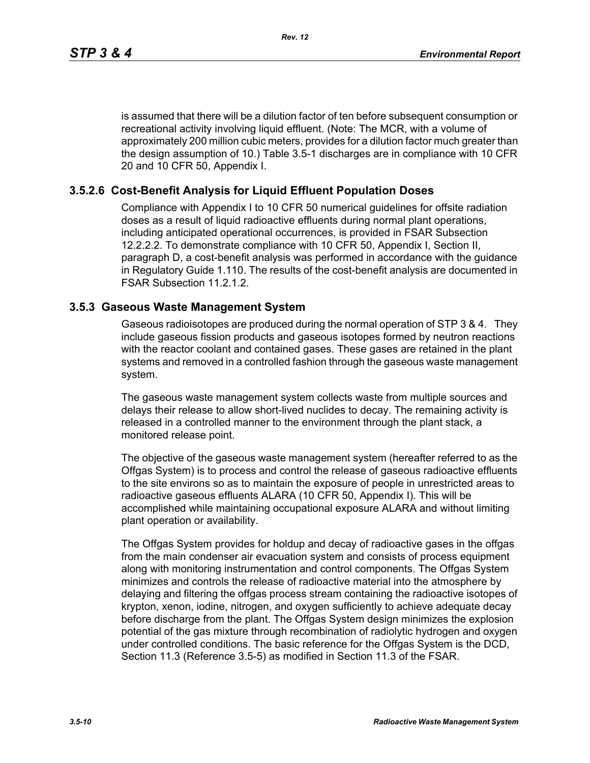is assumed that there will be a dilution factor of ten before subsequent consumption or recreational activity involving liquid effluent. (Note: The MCR, with a volume of approximately 200 million cubic meters, provides for a dilution factor much greater than the design assumption of 10.) Table 3.5-1 discharges are in compliance with 10 CFR 20 and 10 CFR 50, Appendix I.

### 3.5.2.6 Cost-Benefit Analysis for Liquid Effluent Population Doses

Compliance with Appendix I to 10 CFR 50 numerical guidelines for offsite radiation doses as a result of liquid radioactive effluents during normal plant operations, including anticipated operational occurrences, is provided in FSAR Subsection 12.2.2.2. To demonstrate compliance with 10 CFR 50, Appendix I, Section II, paragraph D, a cost-benefit analysis was performed in accordance with the guidance in Regulatory Guide 1.110. The results of the cost-benefit analysis are documented in FSAR Subsection 11.2.1.2.

## 3.5.3 Gaseous Waste Management System

Gaseous radioisotopes are produced during the normal operation of STP 3 & 4. They include gaseous fission products and gaseous isotopes formed by neutron reactions with the reactor coolant and contained gases. These gases are retained in the plant systems and removed in a controlled fashion through the gaseous waste management system.

The gaseous waste management system collects waste from multiple sources and delays their release to allow short-lived nuclides to decay. The remaining activity is released in a controlled manner to the environment through the plant stack, a monitored release point.

The objective of the gaseous waste management system (hereafter referred to as the Offgas System) is to process and control the release of gaseous radioactive effluents to the site environs so as to maintain the exposure of people in unrestricted areas to radioactive gaseous effluents ALARA (10 CFR 50, Appendix I). This will be accomplished while maintaining occupational exposure ALARA and without limiting plant operation or availability.

The Offgas System provides for holdup and decay of radioactive gases in the offgas from the main condenser air evacuation system and consists of process equipment along with monitoring instrumentation and control components. The Offgas System minimizes and controls the release of radioactive material into the atmosphere by delaying and filtering the offgas process stream containing the radioactive isotopes of krypton, xenon, iodine, nitrogen, and oxygen sufficiently to achieve adequate decay before discharge from the plant. The Offgas System design minimizes the explosion potential of the gas mixture through recombination of radiolytic hydrogen and oxygen under controlled conditions. The basic reference for the Offgas System is the DCD, Section 11.3 (Reference 3.5-5) as modified in Section 11.3 of the FSAR.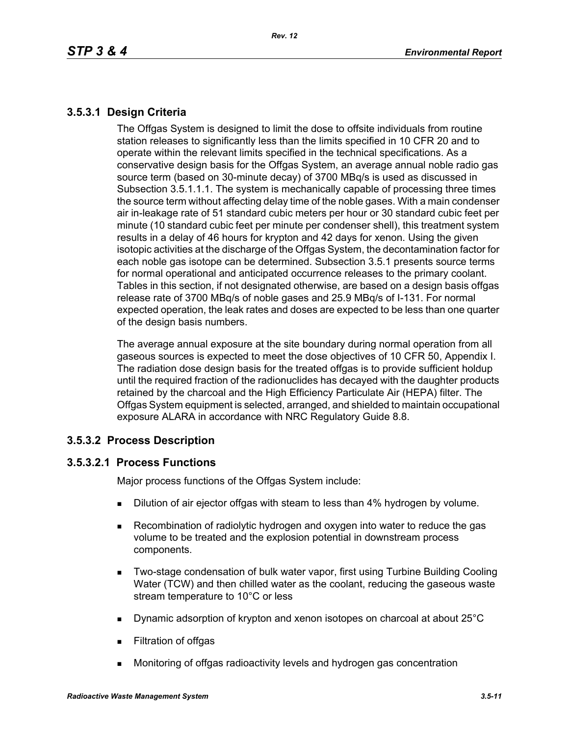### 3.5.3.1 Design Criteria

The Offgas System is designed to limit the dose to offsite individuals from routine station releases to significantly less than the limits specified in 10 CFR 20 and to operate within the relevant limits specified in the technical specifications. As a conservative design basis for the Offgas System, an average annual noble radio gas source term (based on 30-minute decay) of 3700 MBq/s is used as discussed in Subsection 3.5.1.1.1. The system is mechanically capable of processing three times the source term without affecting delay time of the noble gases. With a main condenser air in-leakage rate of 51 standard cubic meters per hour or 30 standard cubic feet per minute (10 standard cubic feet per minute per condenser shell), this treatment system results in a delay of 46 hours for krypton and 42 days for xenon. Using the given isotopic activities at the discharge of the Offgas System, the decontamination factor for each noble gas isotope can be determined. Subsection 3.5.1 presents source terms for normal operational and anticipated occurrence releases to the primary coolant. Tables in this section, if not designated otherwise, are based on a design basis offgas release rate of 3700 MBq/s of noble gases and 25.9 MBq/s of I-131. For normal expected operation, the leak rates and doses are expected to be less than one quarter of the design basis numbers.

The average annual exposure at the site boundary during normal operation from all gaseous sources is expected to meet the dose objectives of 10 CFR 50, Appendix I. The radiation dose design basis for the treated offgas is to provide sufficient holdup until the required fraction of the radionuclides has decayed with the daughter products retained by the charcoal and the High Efficiency Particulate Air (HEPA) filter. The Offgas System equipment is selected, arranged, and shielded to maintain occupational exposure ALARA in accordance with NRC Regulatory Guide 8.8.

### 3.5.3.2 Process Description

#### 3.5.3.2.1 Process Functions

Major process functions of the Offgas System include:

- Dilution of air ejector offgas with steam to less than 4% hydrogen by volume.
- Recombination of radiolytic hydrogen and oxygen into water to reduce the gas volume to be treated and the explosion potential in downstream process components.
- Two-stage condensation of bulk water vapor, first using Turbine Building Cooling Water (TCW) and then chilled water as the coolant, reducing the gaseous waste stream temperature to 10°C or less
- Dynamic adsorption of krypton and xenon isotopes on charcoal at about 25°C
- Filtration of offgas
- Monitoring of offgas radioactivity levels and hydrogen gas concentration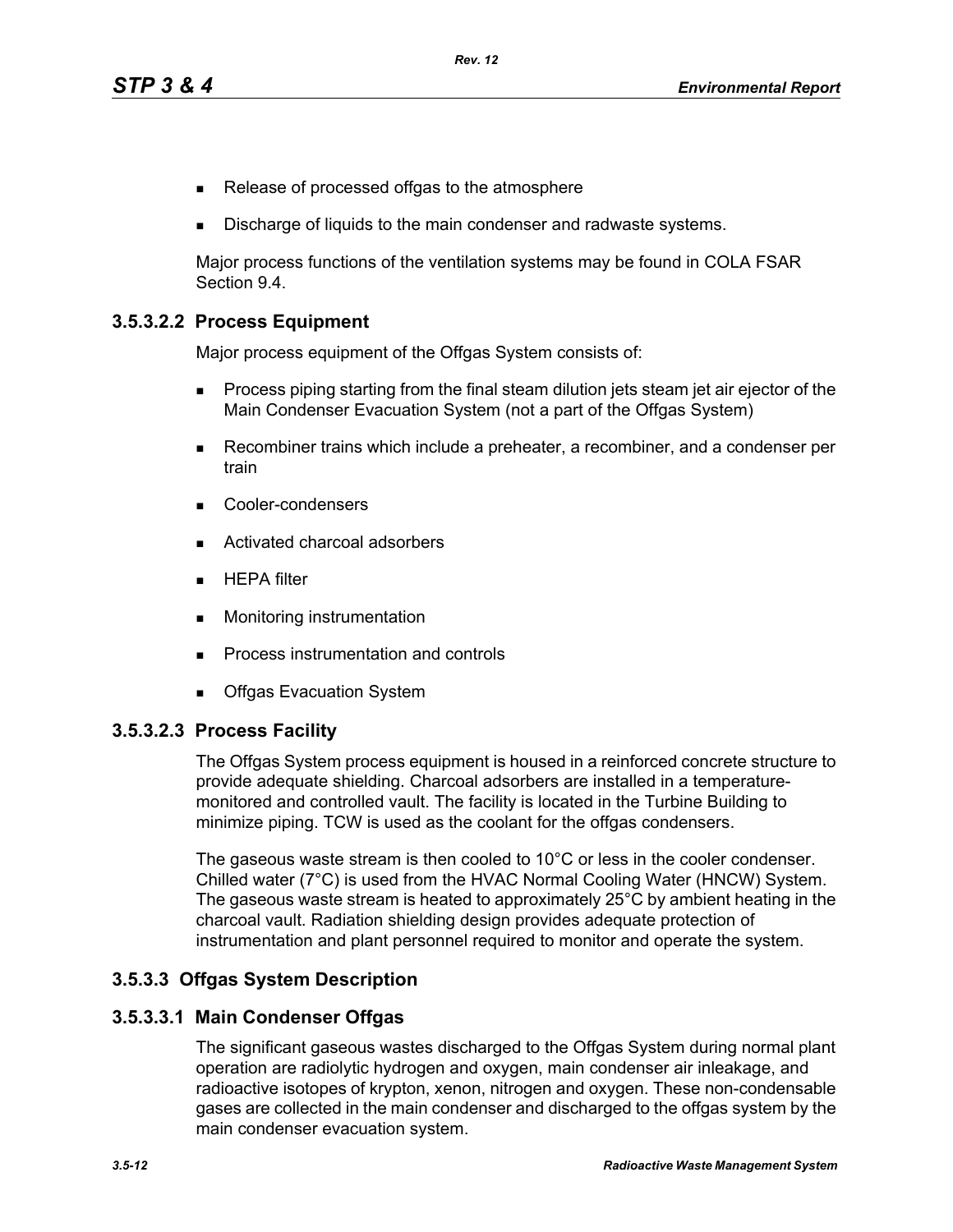- Release of processed offgas to the atmosphere
- Discharge of liquids to the main condenser and radwaste systems.

Major process functions of the ventilation systems may be found in COLA FSAR Section 9.4.

### 3.5.3.2.2 Process Equipment

Major process equipment of the Offgas System consists of:

- Process piping starting from the final steam dilution jets steam jet air ejector of the Main Condenser Evacuation System (not a part of the Offgas System)
- Recombiner trains which include a preheater, a recombiner, and a condenser per train
- Cooler-condensers
- Activated charcoal adsorbers
- HEPA filter
- Monitoring instrumentation
- Process instrumentation and controls
- Offgas Evacuation System

### 3.5.3.2.3 Process Facility

The Offgas System process equipment is housed in a reinforced concrete structure to provide adequate shielding. Charcoal adsorbers are installed in a temperature-monitored and controlled vault. The facility is located in the Turbine Building to minimize piping. TCW is used as the coolant for the offgas condensers.

The gaseous waste stream is then cooled to 10°C or less in the cooler condenser. Chilled water (7°C) is used from the HVAC Normal Cooling Water (HNCW) System. The gaseous waste stream is heated to approximately 25°C by ambient heating in the charcoal vault. Radiation shielding design provides adequate protection of instrumentation and plant personnel required to monitor and operate the system.

## 3.5.3.3 Offgas System Description

### 3.5.3.3.1 Main Condenser Offgas

The significant gaseous wastes discharged to the Offgas System during normal plant operation are radiolytic hydrogen and oxygen, main condenser air inleakage, and radioactive isotopes of krypton, xenon, nitrogen and oxygen. These non-condensable gases are collected in the main condenser and discharged to the offgas system by the main condenser evacuation system.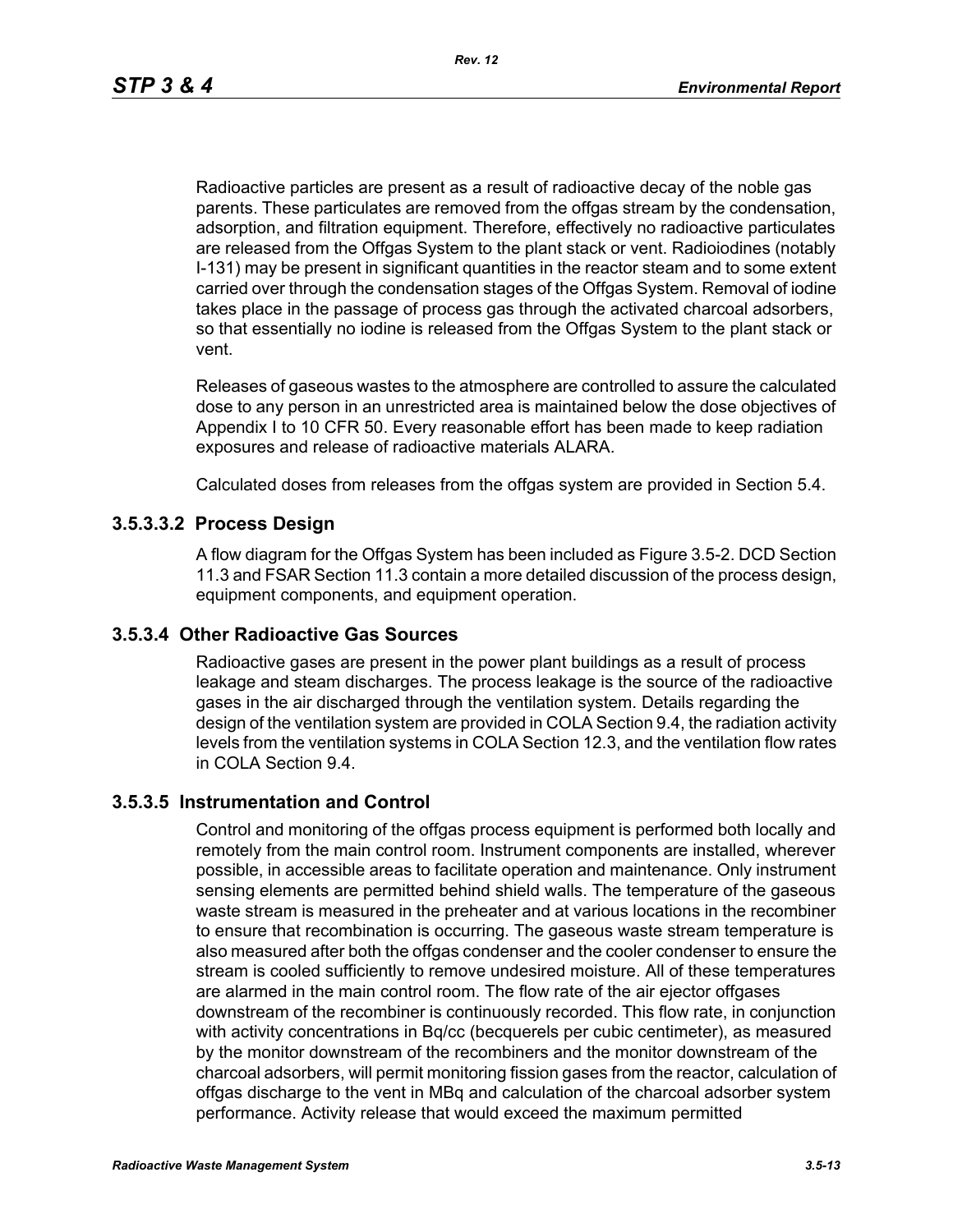Radioactive particles are present as a result of radioactive decay of the noble gas parents. These particulates are removed from the offgas stream by the condensation, adsorption, and filtration equipment. Therefore, effectively no radioactive particulates are released from the Offgas System to the plant stack or vent. Radioiodines (notably I-131) may be present in significant quantities in the reactor steam and to some extent carried over through the condensation stages of the Offgas System. Removal of iodine takes place in the passage of process gas through the activated charcoal adsorbers, so that essentially no iodine is released from the Offgas System to the plant stack or vent.

Releases of gaseous wastes to the atmosphere are controlled to assure the calculated dose to any person in an unrestricted area is maintained below the dose objectives of Appendix I to 10 CFR 50. Every reasonable effort has been made to keep radiation exposures and release of radioactive materials ALARA.

Calculated doses from releases from the offgas system are provided in Section 5.4.

#### 3.5.3.3.2 Process Design

A flow diagram for the Offgas System has been included as Figure 3.5-2. DCD Section 11.3 and FSAR Section 11.3 contain a more detailed discussion of the process design, equipment components, and equipment operation.

### 3.5.3.4 Other Radioactive Gas Sources

Radioactive gases are present in the power plant buildings as a result of process leakage and steam discharges. The process leakage is the source of the radioactive gases in the air discharged through the ventilation system. Details regarding the design of the ventilation system are provided in COLA Section 9.4, the radiation activity levels from the ventilation systems in COLA Section 12.3, and the ventilation flow rates in COLA Section 9.4.

### 3.5.3.5 Instrumentation and Control

Control and monitoring of the offgas process equipment is performed both locally and remotely from the main control room. Instrument components are installed, wherever possible, in accessible areas to facilitate operation and maintenance. Only instrument sensing elements are permitted behind shield walls. The temperature of the gaseous waste stream is measured in the preheater and at various locations in the recombiner to ensure that recombination is occurring. The gaseous waste stream temperature is also measured after both the offgas condenser and the cooler condenser to ensure the stream is cooled sufficiently to remove undesired moisture. All of these temperatures are alarmed in the main control room. The flow rate of the air ejector offgases downstream of the recombiner is continuously recorded. This flow rate, in conjunction with activity concentrations in Bq/cc (becquerels per cubic centimeter), as measured by the monitor downstream of the recombiners and the monitor downstream of the charcoal adsorbers, will permit monitoring fission gases from the reactor, calculation of offgas discharge to the vent in MBq and calculation of the charcoal adsorber system performance. Activity release that would exceed the maximum permitted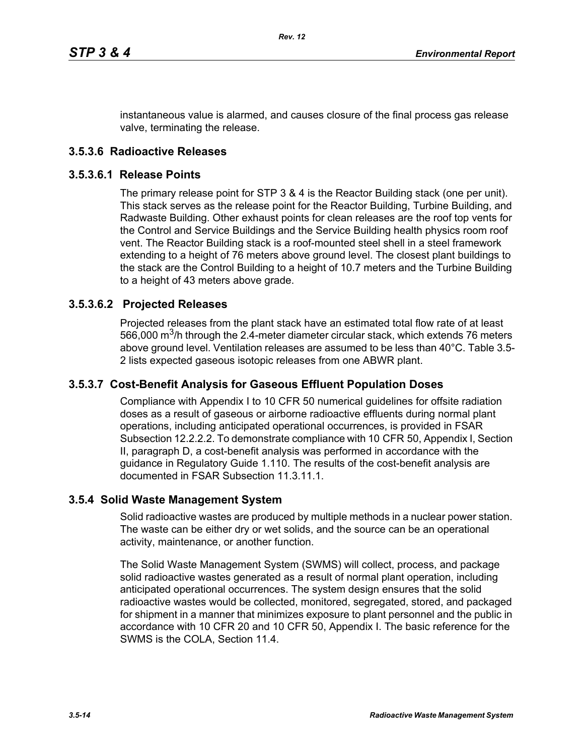instantaneous value is alarmed, and causes closure of the final process gas release valve, terminating the release.

### 3.5.3.6 Radioactive Releases

#### 3.5.3.6.1 Release Points

The primary release point for STP 3 & 4 is the Reactor Building stack (one per unit). This stack serves as the release point for the Reactor Building, Turbine Building, and Radwaste Building. Other exhaust points for clean releases are the roof top vents for the Control and Service Buildings and the Service Building health physics room roof vent. The Reactor Building stack is a roof-mounted steel shell in a steel framework extending to a height of 76 meters above ground level. The closest plant buildings to the stack are the Control Building to a height of 10.7 meters and the Turbine Building to a height of 43 meters above grade.

#### 3.5.3.6.2 Projected Releases

Projected releases from the plant stack have an estimated total flow rate of at least 566,000 $m^3$/h through the 2.4-meter diameter circular stack, which extends 76 meters above ground level. Ventilation releases are assumed to be less than 40°C. Table 3.5-2 lists expected gaseous isotopic releases from one ABWR plant.

### 3.5.3.7 Cost-Benefit Analysis for Gaseous Effluent Population Doses

Compliance with Appendix I to 10 CFR 50 numerical guidelines for offsite radiation doses as a result of gaseous or airborne radioactive effluents during normal plant operations, including anticipated operational occurrences, is provided in FSAR Subsection 12.2.2.2. To demonstrate compliance with 10 CFR 50, Appendix I, Section II, paragraph D, a cost-benefit analysis was performed in accordance with the guidance in Regulatory Guide 1.110. The results of the cost-benefit analysis are documented in FSAR Subsection 11.3.11.1.

## 3.5.4 Solid Waste Management System

Solid radioactive wastes are produced by multiple methods in a nuclear power station. The waste can be either dry or wet solids, and the source can be an operational activity, maintenance, or another function.

The Solid Waste Management System (SWMS) will collect, process, and package solid radioactive wastes generated as a result of normal plant operation, including anticipated operational occurrences. The system design ensures that the solid radioactive wastes would be collected, monitored, segregated, stored, and packaged for shipment in a manner that minimizes exposure to plant personnel and the public in accordance with 10 CFR 20 and 10 CFR 50, Appendix I. The basic reference for the SWMS is the COLA, Section 11.4.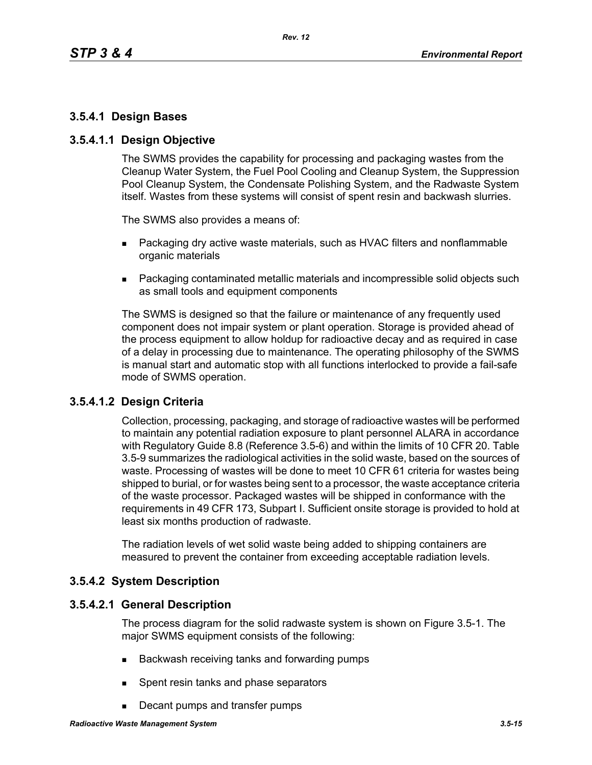### 3.5.4.1 Design Bases

#### 3.5.4.1.1 Design Objective

The SWMS provides the capability for processing and packaging wastes from the Cleanup Water System, the Fuel Pool Cooling and Cleanup System, the Suppression Pool Cleanup System, the Condensate Polishing System, and the Radwaste System itself. Wastes from these systems will consist of spent resin and backwash slurries.

The SWMS also provides a means of:

- Packaging dry active waste materials, such as HVAC filters and nonflammable organic materials
- Packaging contaminated metallic materials and incompressible solid objects such as small tools and equipment components

The SWMS is designed so that the failure or maintenance of any frequently used component does not impair system or plant operation. Storage is provided ahead of the process equipment to allow holdup for radioactive decay and as required in case of a delay in processing due to maintenance. The operating philosophy of the SWMS is manual start and automatic stop with all functions interlocked to provide a fail-safe mode of SWMS operation.

#### 3.5.4.1.2 Design Criteria

Collection, processing, packaging, and storage of radioactive wastes will be performed to maintain any potential radiation exposure to plant personnel ALARA in accordance with Regulatory Guide 8.8 (Reference 3.5-6) and within the limits of 10 CFR 20. Table 3.5-9 summarizes the radiological activities in the solid waste, based on the sources of waste. Processing of wastes will be done to meet 10 CFR 61 criteria for wastes being shipped to burial, or for wastes being sent to a processor, the waste acceptance criteria of the waste processor. Packaged wastes will be shipped in conformance with the requirements in 49 CFR 173, Subpart I. Sufficient onsite storage is provided to hold at least six months production of radwaste.

The radiation levels of wet solid waste being added to shipping containers are measured to prevent the container from exceeding acceptable radiation levels.

### 3.5.4.2 System Description

#### 3.5.4.2.1 General Description

The process diagram for the solid radwaste system is shown on Figure 3.5-1. The major SWMS equipment consists of the following:

- Backwash receiving tanks and forwarding pumps
- Spent resin tanks and phase separators
- Decant pumps and transfer pumps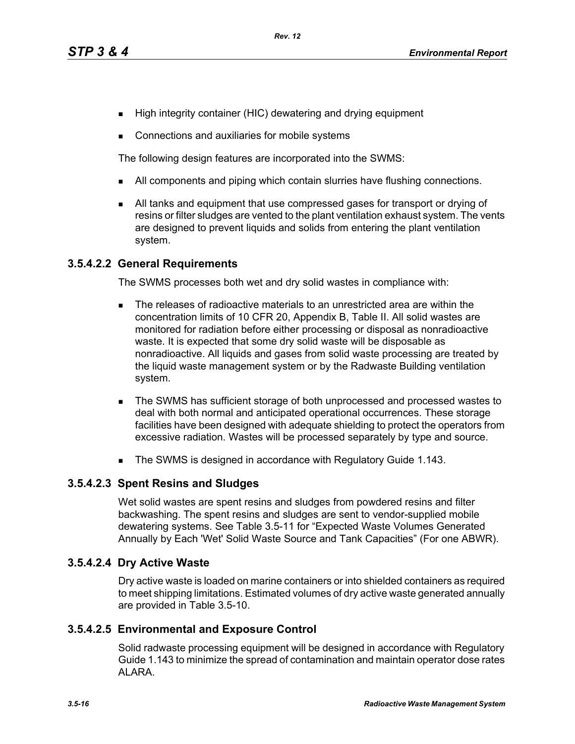- High integrity container (HIC) dewatering and drying equipment
- Connections and auxiliaries for mobile systems

The following design features are incorporated into the SWMS:

- All components and piping which contain slurries have flushing connections.
- All tanks and equipment that use compressed gases for transport or drying of resins or filter sludges are vented to the plant ventilation exhaust system. The vents are designed to prevent liquids and solids from entering the plant ventilation system.

#### 3.5.4.2.2 General Requirements

The SWMS processes both wet and dry solid wastes in compliance with:

- The releases of radioactive materials to an unrestricted area are within the concentration limits of 10 CFR 20, Appendix B, Table II. All solid wastes are monitored for radiation before either processing or disposal as nonradioactive waste. It is expected that some dry solid waste will be disposable as nonradioactive. All liquids and gases from solid waste processing are treated by the liquid waste management system or by the Radwaste Building ventilation system.
- The SWMS has sufficient storage of both unprocessed and processed wastes to deal with both normal and anticipated operational occurrences. These storage facilities have been designed with adequate shielding to protect the operators from excessive radiation. Wastes will be processed separately by type and source.
- The SWMS is designed in accordance with Regulatory Guide 1.143.

#### 3.5.4.2.3 Spent Resins and Sludges

Wet solid wastes are spent resins and sludges from powdered resins and filter backwashing. The spent resins and sludges are sent to vendor-supplied mobile dewatering systems. See Table 3.5-11 for “Expected Waste Volumes Generated Annually by Each 'Wet' Solid Waste Source and Tank Capacities” (For one ABWR).

#### 3.5.4.2.4 Dry Active Waste

Dry active waste is loaded on marine containers or into shielded containers as required to meet shipping limitations. Estimated volumes of dry active waste generated annually are provided in Table 3.5-10.

#### 3.5.4.2.5 Environmental and Exposure Control

Solid radwaste processing equipment will be designed in accordance with Regulatory Guide 1.143 to minimize the spread of contamination and maintain operator dose rates ALARA.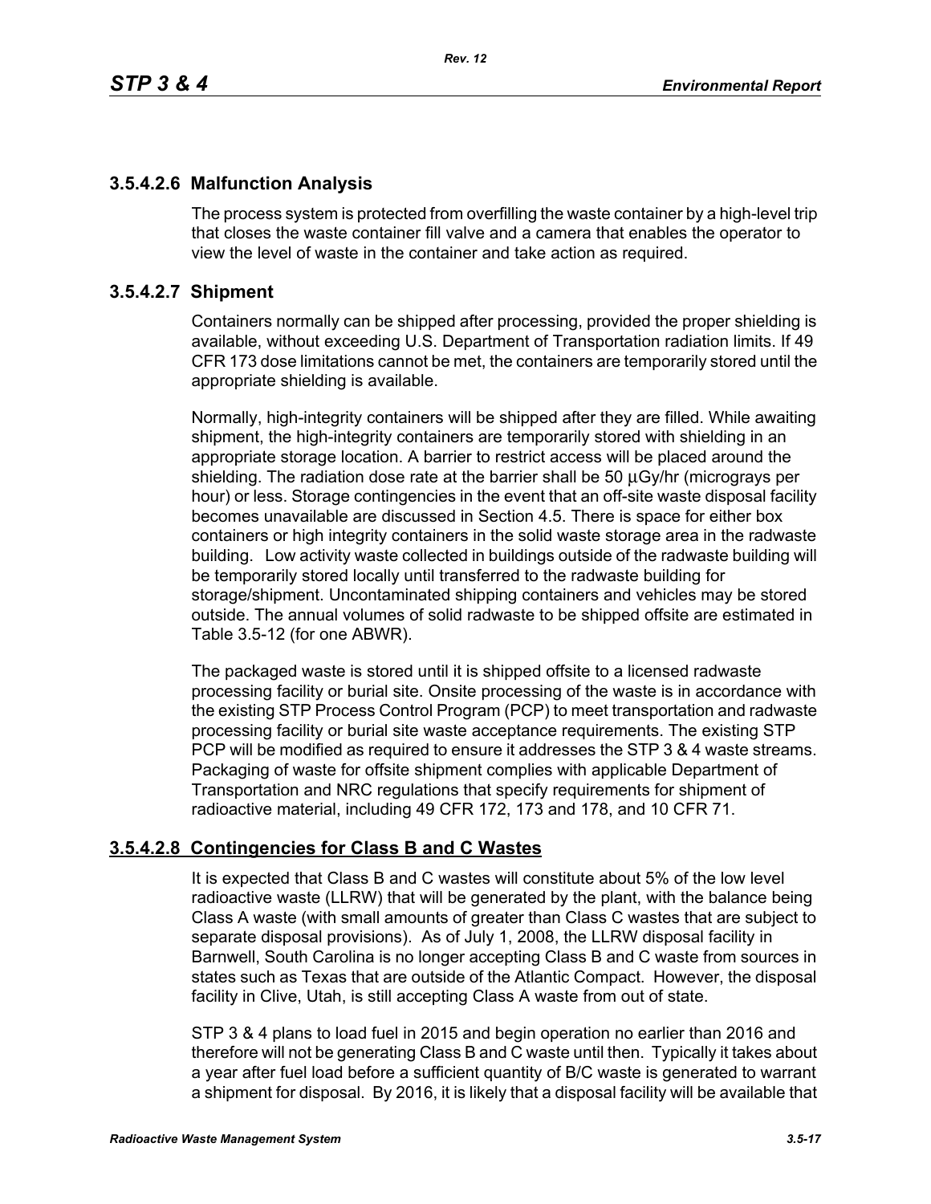### 3.5.4.2.6 Malfunction Analysis

The process system is protected from overfilling the waste container by a high-level trip that closes the waste container fill valve and a camera that enables the operator to view the level of waste in the container and take action as required.

### 3.5.4.2.7 Shipment

Containers normally can be shipped after processing, provided the proper shielding is available, without exceeding U.S. Department of Transportation radiation limits. If 49 CFR 173 dose limitations cannot be met, the containers are temporarily stored until the appropriate shielding is available.

Normally, high-integrity containers will be shipped after they are filled. While awaiting shipment, the high-integrity containers are temporarily stored with shielding in an appropriate storage location. A barrier to restrict access will be placed around the shielding. The radiation dose rate at the barrier shall be 50 µGy/hr (micrograys per hour) or less. Storage contingencies in the event that an off-site waste disposal facility becomes unavailable are discussed in Section 4.5. There is space for either box containers or high integrity containers in the solid waste storage area in the radwaste building. Low activity waste collected in buildings outside of the radwaste building will be temporarily stored locally until transferred to the radwaste building for storage/shipment. Uncontaminated shipping containers and vehicles may be stored outside. The annual volumes of solid radwaste to be shipped offsite are estimated in Table 3.5-12 (for one ABWR).

The packaged waste is stored until it is shipped offsite to a licensed radwaste processing facility or burial site. Onsite processing of the waste is in accordance with the existing STP Process Control Program (PCP) to meet transportation and radwaste processing facility or burial site waste acceptance requirements. The existing STP PCP will be modified as required to ensure it addresses the STP 3 & 4 waste streams. Packaging of waste for offsite shipment complies with applicable Department of Transportation and NRC regulations that specify requirements for shipment of radioactive material, including 49 CFR 172, 173 and 178, and 10 CFR 71.

### 3.5.4.2.8 Contingencies for Class B and C Wastes

It is expected that Class B and C wastes will constitute about 5% of the low level radioactive waste (LLRW) that will be generated by the plant, with the balance being Class A waste (with small amounts of greater than Class C wastes that are subject to separate disposal provisions). As of July 1, 2008, the LLRW disposal facility in Barnwell, South Carolina is no longer accepting Class B and C waste from sources in states such as Texas that are outside of the Atlantic Compact. However, the disposal facility in Clive, Utah, is still accepting Class A waste from out of state.

STP 3 & 4 plans to load fuel in 2015 and begin operation no earlier than 2016 and therefore will not be generating Class B and C waste until then. Typically it takes about a year after fuel load before a sufficient quantity of B/C waste is generated to warrant a shipment for disposal. By 2016, it is likely that a disposal facility will be available that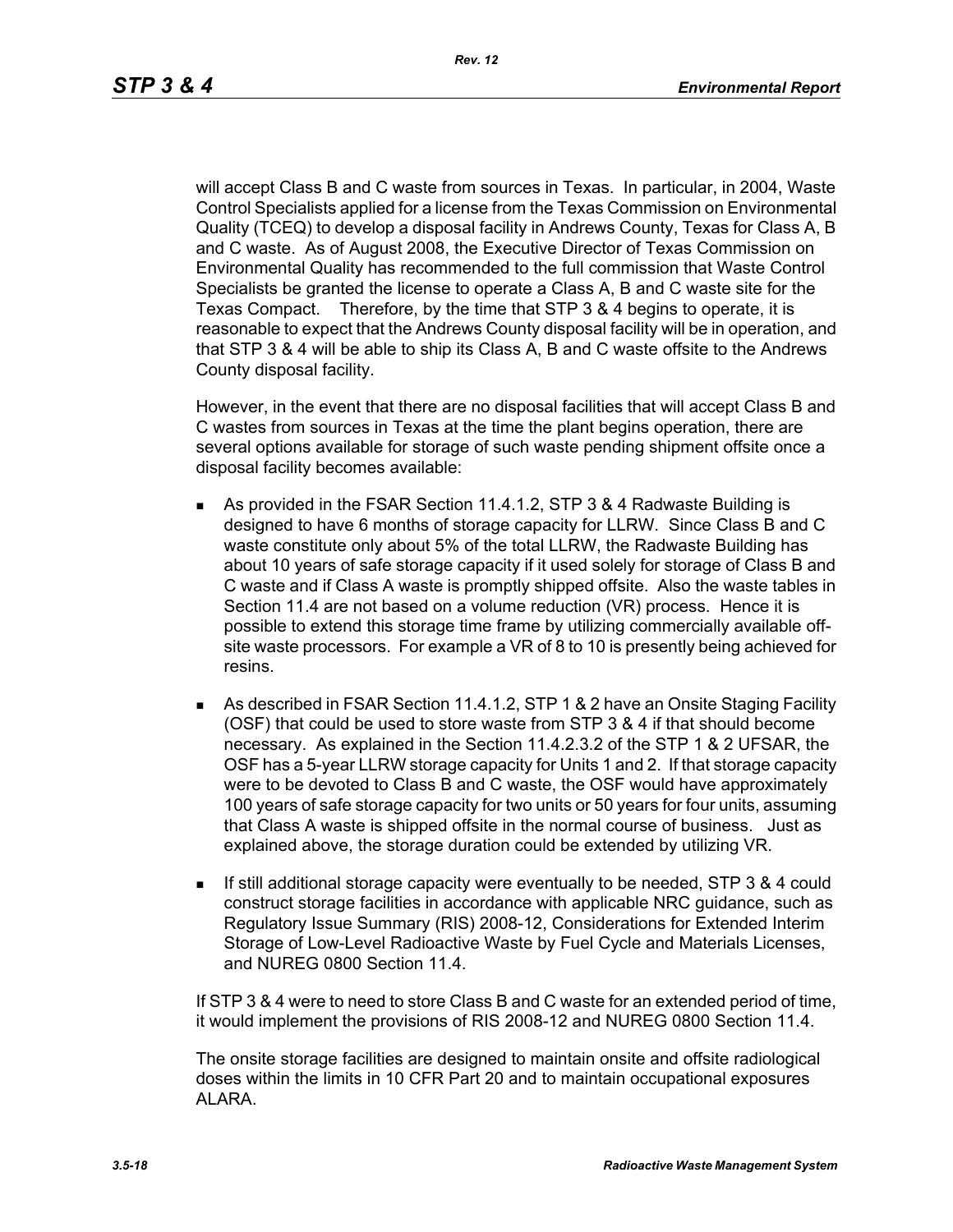will accept Class B and C waste from sources in Texas. In particular, in 2004, Waste Control Specialists applied for a license from the Texas Commission on Environmental Quality (TCEQ) to develop a disposal facility in Andrews County, Texas for Class A, B and C waste. As of August 2008, the Executive Director of Texas Commission on Environmental Quality has recommended to the full commission that Waste Control Specialists be granted the license to operate a Class A, B and C waste site for the Texas Compact. Therefore, by the time that STP 3 & 4 begins to operate, it is reasonable to expect that the Andrews County disposal facility will be in operation, and that STP 3 & 4 will be able to ship its Class A, B and C waste offsite to the Andrews County disposal facility.

However, in the event that there are no disposal facilities that will accept Class B and C wastes from sources in Texas at the time the plant begins operation, there are several options available for storage of such waste pending shipment offsite once a disposal facility becomes available:

- As provided in the FSAR Section 11.4.1.2, STP 3 & 4 Radwaste Building is designed to have 6 months of storage capacity for LLRW. Since Class B and C waste constitute only about 5% of the total LLRW, the Radwaste Building has about 10 years of safe storage capacity if it used solely for storage of Class B and C waste and if Class A waste is promptly shipped offsite. Also the waste tables in Section 11.4 are not based on a volume reduction (VR) process. Hence it is possible to extend this storage time frame by utilizing commercially available off-site waste processors. For example a VR of 8 to 10 is presently being achieved for resins.
- As described in FSAR Section 11.4.1.2, STP 1 & 2 have an Onsite Staging Facility (OSF) that could be used to store waste from STP 3 & 4 if that should become necessary. As explained in the Section 11.4.2.3.2 of the STP 1 & 2 UFSAR, the OSF has a 5-year LLRW storage capacity for Units 1 and 2. If that storage capacity were to be devoted to Class B and C waste, the OSF would have approximately 100 years of safe storage capacity for two units or 50 years for four units, assuming that Class A waste is shipped offsite in the normal course of business. Just as explained above, the storage duration could be extended by utilizing VR.
- If still additional storage capacity were eventually to be needed, STP 3 & 4 could construct storage facilities in accordance with applicable NRC guidance, such as Regulatory Issue Summary (RIS) 2008-12, Considerations for Extended Interim Storage of Low-Level Radioactive Waste by Fuel Cycle and Materials Licenses, and NUREG 0800 Section 11.4.

If STP 3 & 4 were to need to store Class B and C waste for an extended period of time, it would implement the provisions of RIS 2008-12 and NUREG 0800 Section 11.4.

The onsite storage facilities are designed to maintain onsite and offsite radiological doses within the limits in 10 CFR Part 20 and to maintain occupational exposures ALARA.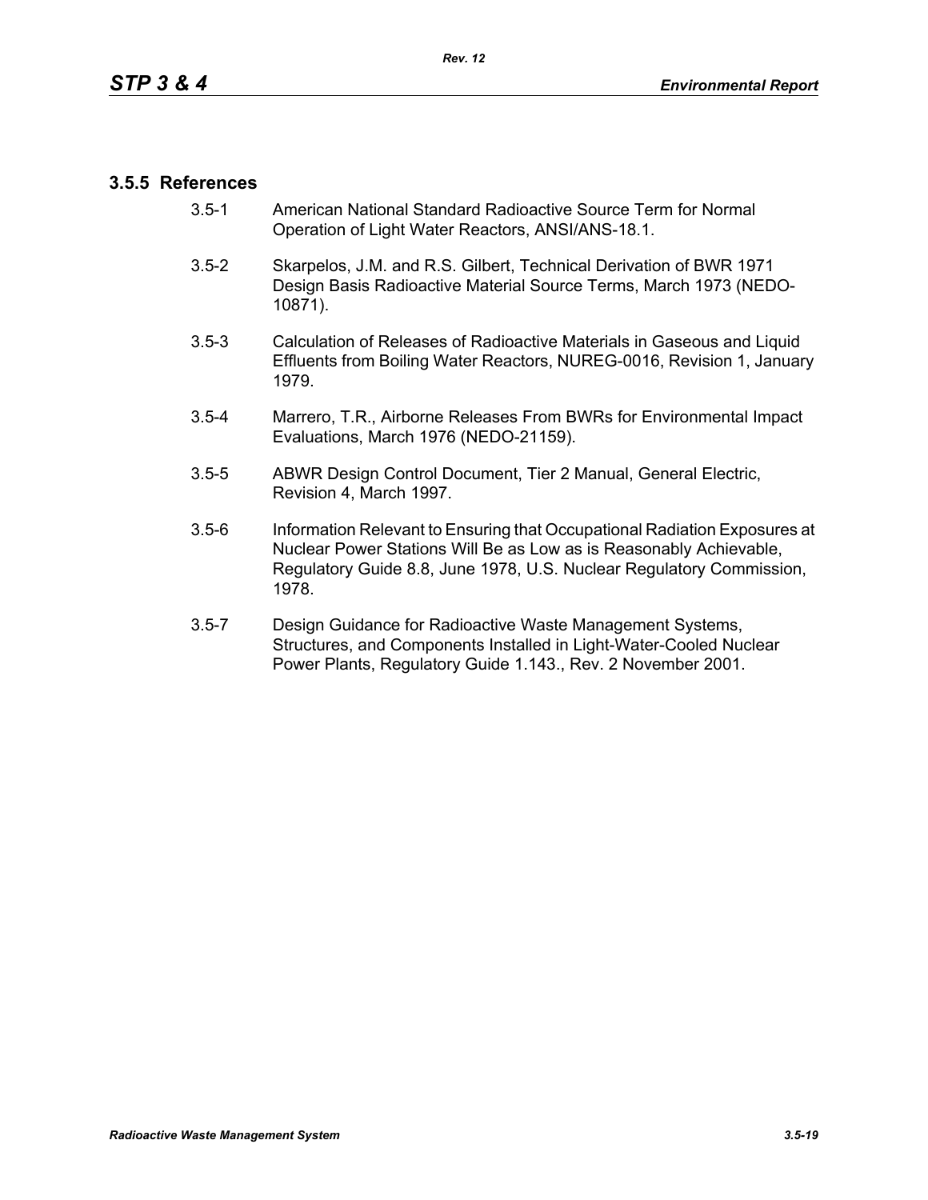### 3.5.5 References

3.5-1 American National Standard Radioactive Source Term for Normal Operation of Light Water Reactors, ANSI/ANS-18.1.

3.5-2 Skarpelos, J.M. and R.S. Gilbert, Technical Derivation of BWR 1971 Design Basis Radioactive Material Source Terms, March 1973 (NEDO-10871).

3.5-3 Calculation of Releases of Radioactive Materials in Gaseous and Liquid Effluents from Boiling Water Reactors, NUREG-0016, Revision 1, January 1979.

3.5-4 Marrero, T.R., Airborne Releases From BWRs for Environmental Impact Evaluations, March 1976 (NEDO-21159).

3.5-5 ABWR Design Control Document, Tier 2 Manual, General Electric, Revision 4, March 1997.

3.5-6 Information Relevant to Ensuring that Occupational Radiation Exposures at Nuclear Power Stations Will Be as Low as is Reasonably Achievable, Regulatory Guide 8.8, June 1978, U.S. Nuclear Regulatory Commission, 1978.

3.5-7 Design Guidance for Radioactive Waste Management Systems, Structures, and Components Installed in Light-Water-Cooled Nuclear Power Plants, Regulatory Guide 1.143., Rev. 2 November 2001.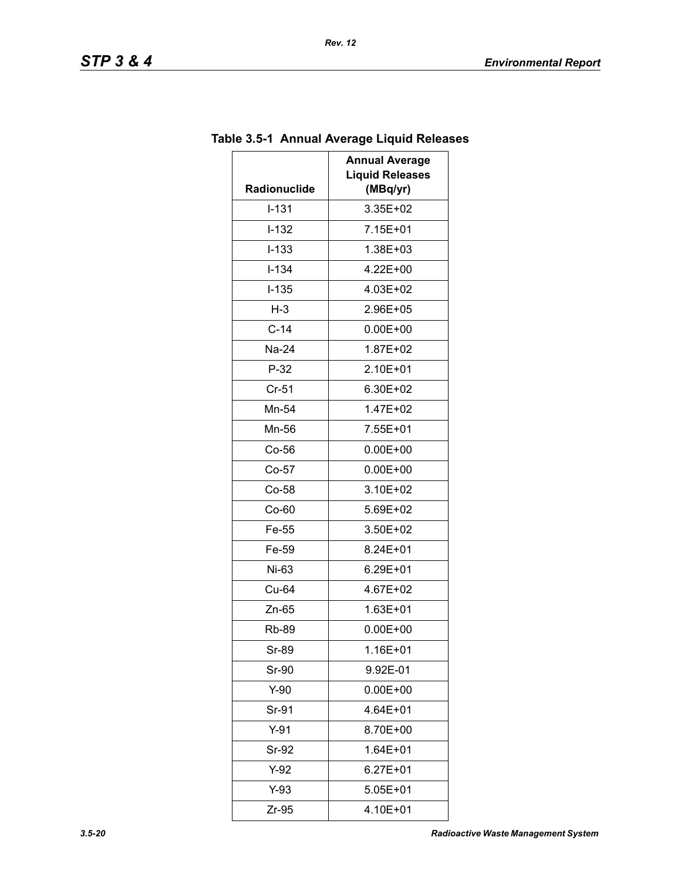**Table 3.5-1 Annual Average Liquid Releases**

| Radionuclide | Annual Average Liquid Releases (MBq/yr) |
|---|---|
| I-131 | 3.35E+02 |
| I-132 | 7.15E+01 |
| I-133 | 1.38E+03 |
| I-134 | 4.22E+00 |
| I-135 | 4.03E+02 |
| H-3 | 2.96E+05 |
| C-14 | 0.00E+00 |
| Na-24 | 1.87E+02 |
| P-32 | 2.10E+01 |
| Cr-51 | 6.30E+02 |
| Mn-54 | 1.47E+02 |
| Mn-56 | 7.55E+01 |
| Co-56 | 0.00E+00 |
| Co-57 | 0.00E+00 |
| Co-58 | 3.10E+02 |
| Co-60 | 5.69E+02 |
| Fe-55 | 3.50E+02 |
| Fe-59 | 8.24E+01 |
| Ni-63 | 6.29E+01 |
| Cu-64 | 4.67E+02 |
| Zn-65 | 1.63E+01 |
| Rb-89 | 0.00E+00 |
| Sr-89 | 1.16E+01 |
| Sr-90 | 9.92E-01 |
| Y-90 | 0.00E+00 |
| Sr-91 | 4.64E+01 |
| Y-91 | 8.70E+00 |
| Sr-92 | 1.64E+01 |
| Y-92 | 6.27E+01 |
| Y-93 | 5.05E+01 |
| Zr-95 | 4.10E+01 |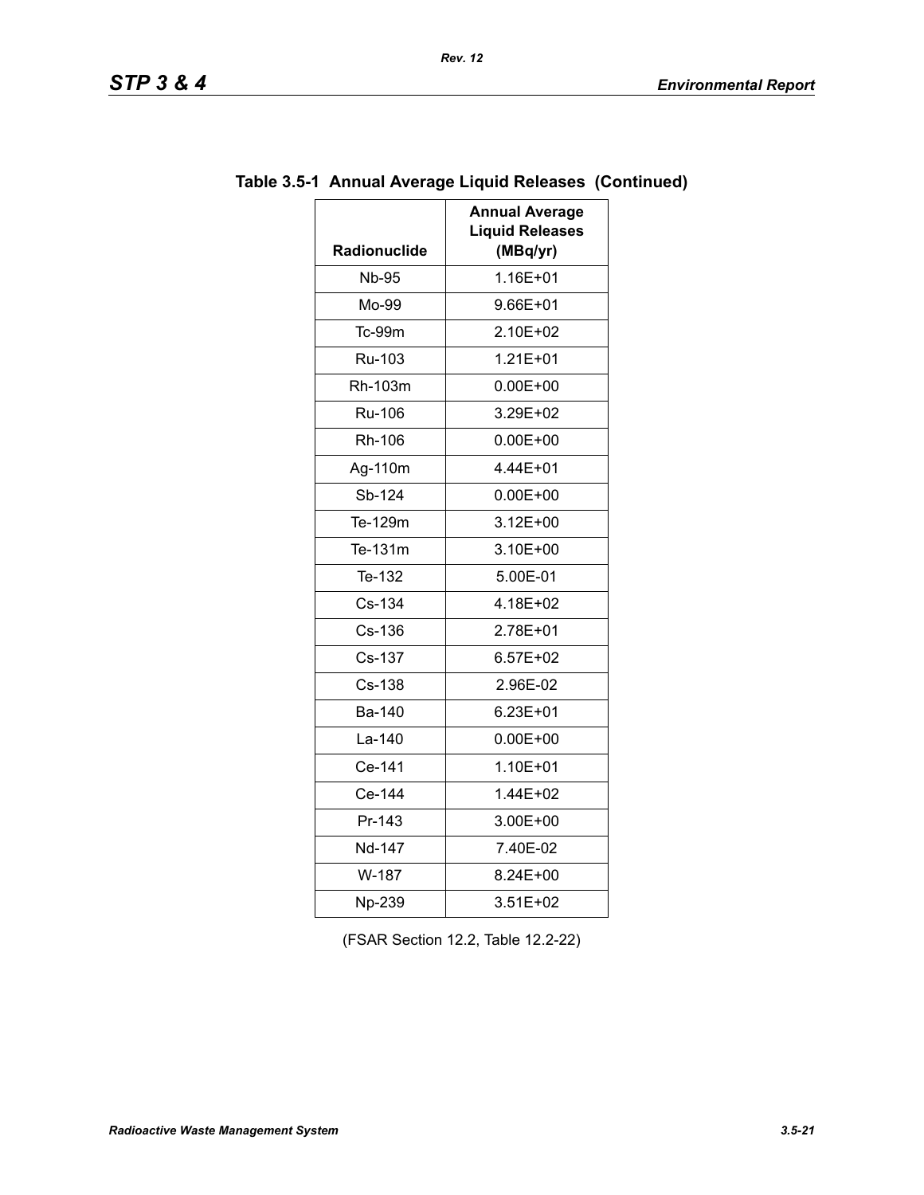**Table 3.5-1 Annual Average Liquid Releases (Continued)**

| Radionuclide | Annual Average Liquid Releases (MBq/yr) |
| --- | --- |
| Nb-95 | 1.16E+01 |
| Mo-99 | 9.66E+01 |
| Tc-99m | 2.10E+02 |
| Ru-103 | 1.21E+01 |
| Rh-103m | 0.00E+00 |
| Ru-106 | 3.29E+02 |
| Rh-106 | 0.00E+00 |
| Ag-110m | 4.44E+01 |
| Sb-124 | 0.00E+00 |
| Te-129m | 3.12E+00 |
| Te-131m | 3.10E+00 |
| Te-132 | 5.00E-01 |
| Cs-134 | 4.18E+02 |
| Cs-136 | 2.78E+01 |
| Cs-137 | 6.57E+02 |
| Cs-138 | 2.96E-02 |
| Ba-140 | 6.23E+01 |
| La-140 | 0.00E+00 |
| Ce-141 | 1.10E+01 |
| Ce-144 | 1.44E+02 |
| Pr-143 | 3.00E+00 |
| Nd-147 | 7.40E-02 |
| W-187 | 8.24E+00 |
| Np-239 | 3.51E+02 |

(FSAR Section 12.2, Table 12.2-22)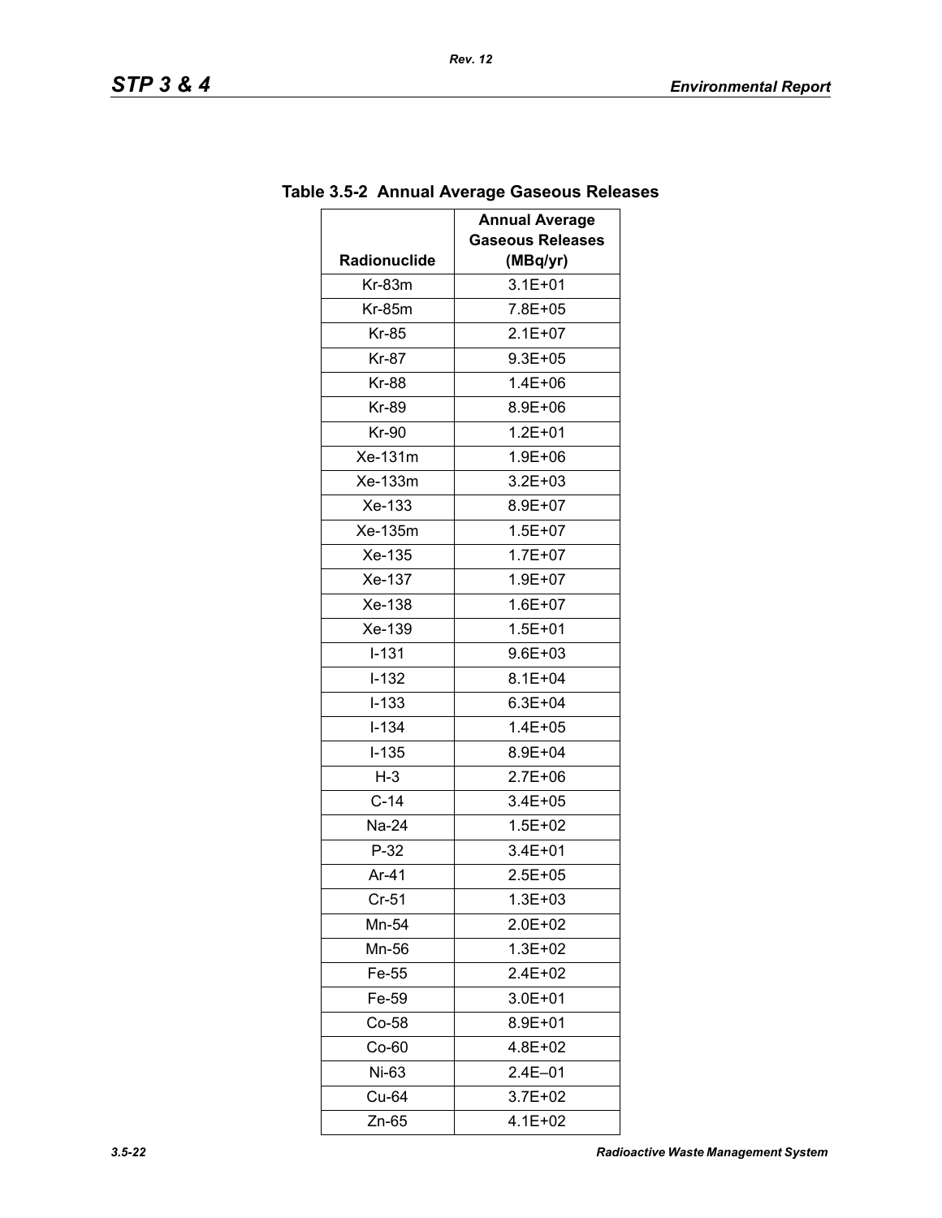## Table 3.5-2 Annual Average Gaseous Releases

| Radionuclide | Annual Average Gaseous Releases (MBq/yr) |
|---|---|
| Kr-83m | 3.1E+01 |
| Kr-85m | 7.8E+05 |
| Kr-85 | 2.1E+07 |
| Kr-87 | 9.3E+05 |
| Kr-88 | 1.4E+06 |
| Kr-89 | 8.9E+06 |
| Kr-90 | 1.2E+01 |
| Xe-131m | 1.9E+06 |
| Xe-133m | 3.2E+03 |
| Xe-133 | 8.9E+07 |
| Xe-135m | 1.5E+07 |
| Xe-135 | 1.7E+07 |
| Xe-137 | 1.9E+07 |
| Xe-138 | 1.6E+07 |
| Xe-139 | 1.5E+01 |
| I-131 | 9.6E+03 |
| I-132 | 8.1E+04 |
| I-133 | 6.3E+04 |
| I-134 | 1.4E+05 |
| I-135 | 8.9E+04 |
| H-3 | 2.7E+06 |
| C-14 | 3.4E+05 |
| Na-24 | 1.5E+02 |
| P-32 | 3.4E+01 |
| Ar-41 | 2.5E+05 |
| Cr-51 | 1.3E+03 |
| Mn-54 | 2.0E+02 |
| Mn-56 | 1.3E+02 |
| Fe-55 | 2.4E+02 |
| Fe-59 | 3.0E+01 |
| Co-58 | 8.9E+01 |
| Co-60 | 4.8E+02 |
| Ni-63 | 2.4E–01 |
| Cu-64 | 3.7E+02 |
| Zn-65 | 4.1E+02 |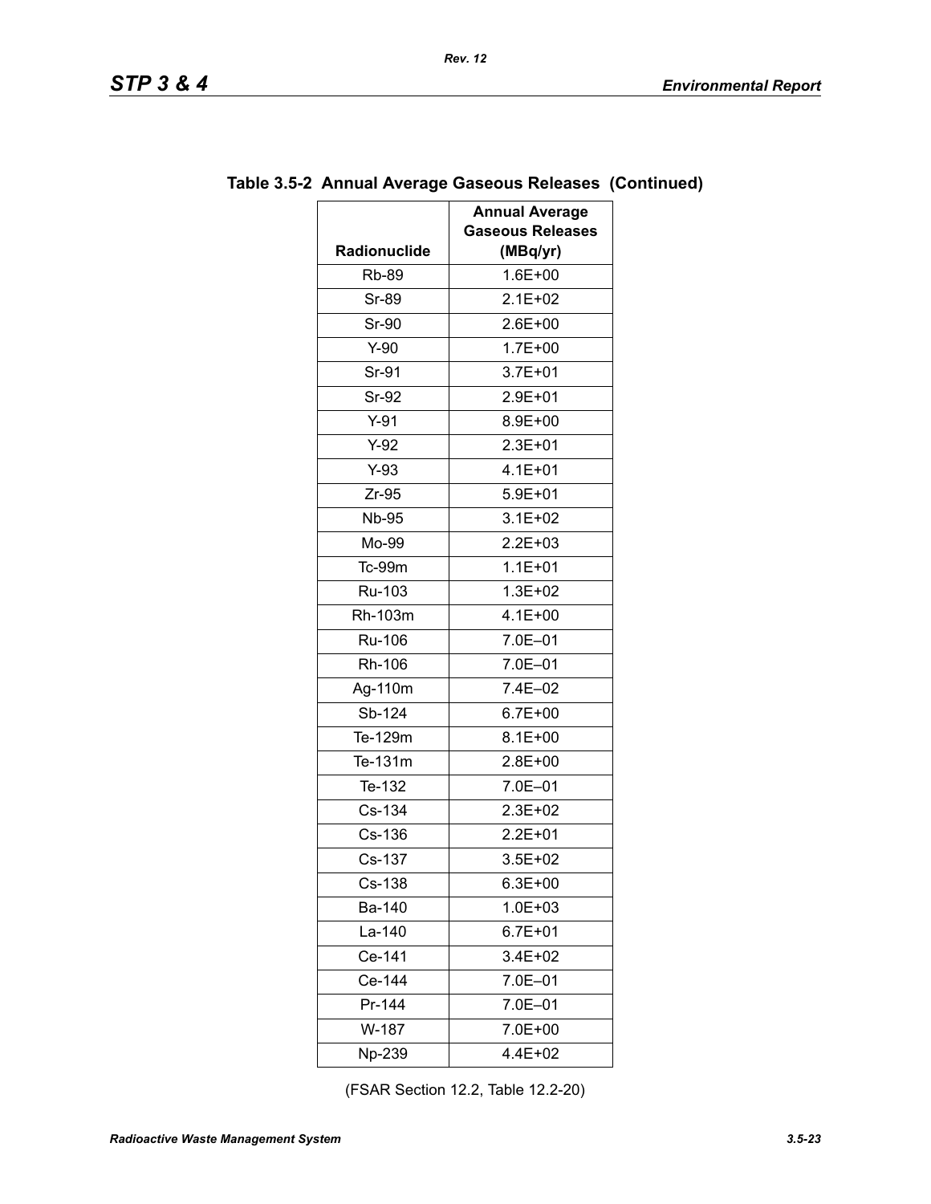**Table 3.5-2 Annual Average Gaseous Releases (Continued)**

| Radionuclide | Annual Average Gaseous Releases (MBq/yr) |
|---|---|
| Rb-89 | 1.6E+00 |
| Sr-89 | 2.1E+02 |
| Sr-90 | 2.6E+00 |
| Y-90 | 1.7E+00 |
| Sr-91 | 3.7E+01 |
| Sr-92 | 2.9E+01 |
| Y-91 | 8.9E+00 |
| Y-92 | 2.3E+01 |
| Y-93 | 4.1E+01 |
| Zr-95 | 5.9E+01 |
| Nb-95 | 3.1E+02 |
| Mo-99 | 2.2E+03 |
| Tc-99m | 1.1E+01 |
| Ru-103 | 1.3E+02 |
| Rh-103m | 4.1E+00 |
| Ru-106 | 7.0E–01 |
| Rh-106 | 7.0E–01 |
| Ag-110m | 7.4E–02 |
| Sb-124 | 6.7E+00 |
| Te-129m | 8.1E+00 |
| Te-131m | 2.8E+00 |
| Te-132 | 7.0E–01 |
| Cs-134 | 2.3E+02 |
| Cs-136 | 2.2E+01 |
| Cs-137 | 3.5E+02 |
| Cs-138 | 6.3E+00 |
| Ba-140 | 1.0E+03 |
| La-140 | 6.7E+01 |
| Ce-141 | 3.4E+02 |
| Ce-144 | 7.0E–01 |
| Pr-144 | 7.0E–01 |
| W-187 | 7.0E+00 |
| Np-239 | 4.4E+02 |

(FSAR Section 12.2, Table 12.2-20)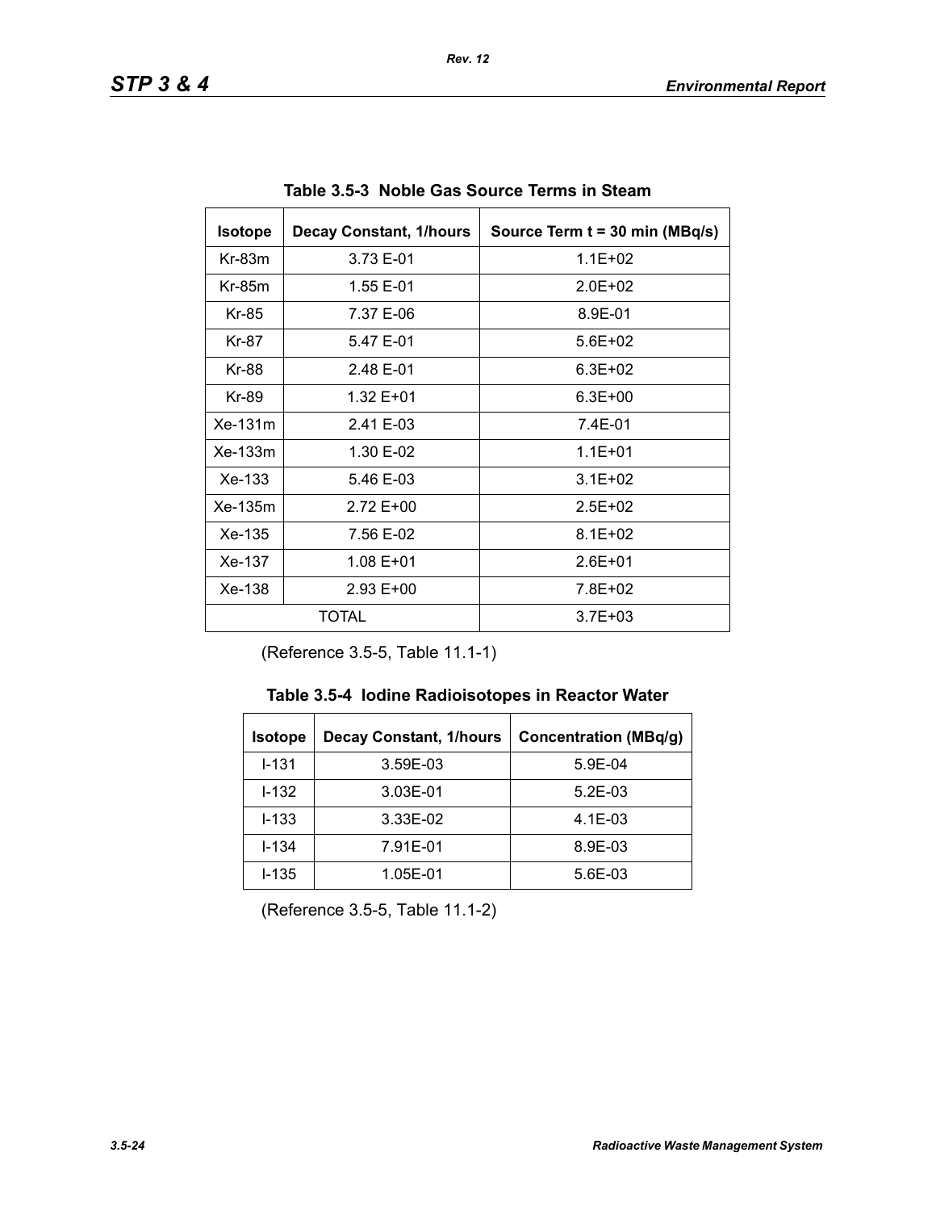**Table 3.5-3 Noble Gas Source Terms in Steam**

| Isotope | Decay Constant, 1/hours | Source Term t = 30 min (MBq/s) |
|---|---|---|
| Kr-83m | 3.73 E-01 | 1.1E+02 |
| Kr-85m | 1.55 E-01 | 2.0E+02 |
| Kr-85 | 7.37 E-06 | 8.9E-01 |
| Kr-87 | 5.47 E-01 | 5.6E+02 |
| Kr-88 | 2.48 E-01 | 6.3E+02 |
| Kr-89 | 1.32 E+01 | 6.3E+00 |
| Xe-131m | 2.41 E-03 | 7.4E-01 |
| Xe-133m | 1.30 E-02 | 1.1E+01 |
| Xe-133 | 5.46 E-03 | 3.1E+02 |
| Xe-135m | 2.72 E+00 | 2.5E+02 |
| Xe-135 | 7.56 E-02 | 8.1E+02 |
| Xe-137 | 1.08 E+01 | 2.6E+01 |
| Xe-138 | 2.93 E+00 | 7.8E+02 |
| TOTAL | | 3.7E+03 |

(Reference 3.5-5, Table 11.1-1)

**Table 3.5-4 Iodine Radioisotopes in Reactor Water**

| Isotope | Decay Constant, 1/hours | Concentration (MBq/g) |
|---|---|---|
| I-131 | 3.59E-03 | 5.9E-04 |
| I-132 | 3.03E-01 | 5.2E-03 |
| I-133 | 3.33E-02 | 4.1E-03 |
| I-134 | 7.91E-01 | 8.9E-03 |
| I-135 | 1.05E-01 | 5.6E-03 |

(Reference 3.5-5, Table 11.1-2)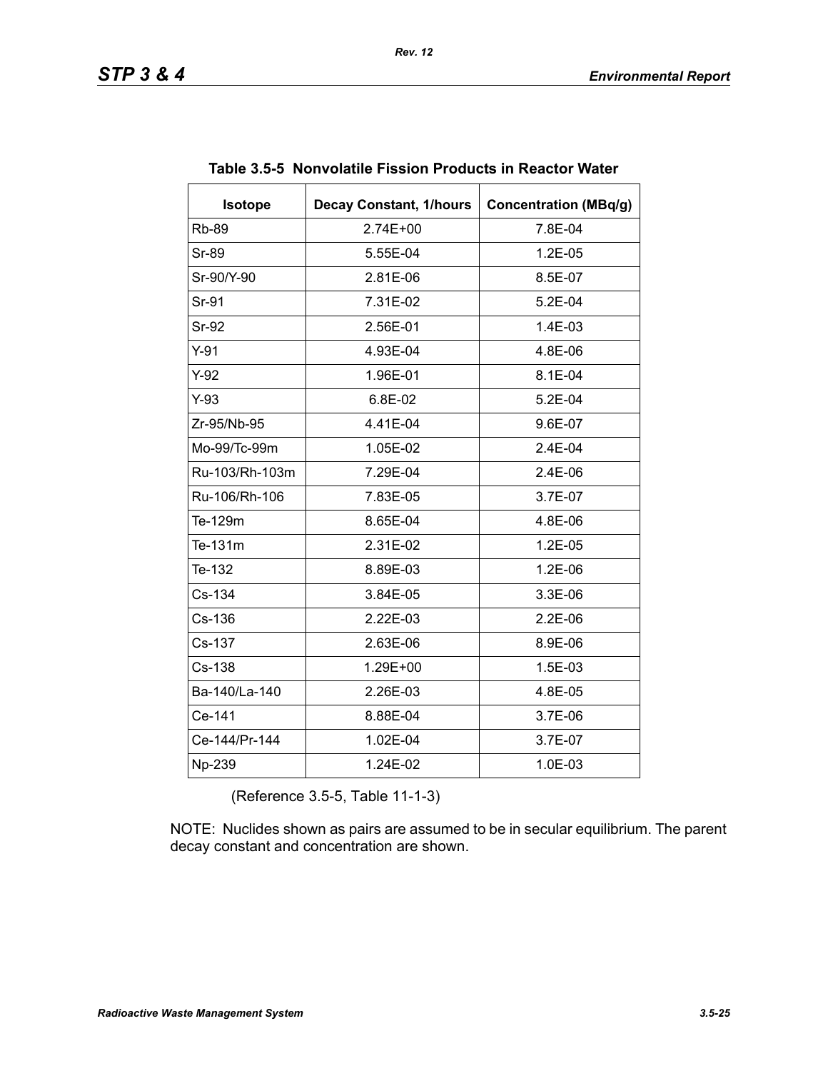**Table 3.5-5 Nonvolatile Fission Products in Reactor Water**

| Isotope | Decay Constant, 1/hours | Concentration (MBq/g) |
|---|---|---|
| Rb-89 | 2.74E+00 | 7.8E-04 |
| Sr-89 | 5.55E-04 | 1.2E-05 |
| Sr-90/Y-90 | 2.81E-06 | 8.5E-07 |
| Sr-91 | 7.31E-02 | 5.2E-04 |
| Sr-92 | 2.56E-01 | 1.4E-03 |
| Y-91 | 4.93E-04 | 4.8E-06 |
| Y-92 | 1.96E-01 | 8.1E-04 |
| Y-93 | 6.8E-02 | 5.2E-04 |
| Zr-95/Nb-95 | 4.41E-04 | 9.6E-07 |
| Mo-99/Tc-99m | 1.05E-02 | 2.4E-04 |
| Ru-103/Rh-103m | 7.29E-04 | 2.4E-06 |
| Ru-106/Rh-106 | 7.83E-05 | 3.7E-07 |
| Te-129m | 8.65E-04 | 4.8E-06 |
| Te-131m | 2.31E-02 | 1.2E-05 |
| Te-132 | 8.89E-03 | 1.2E-06 |
| Cs-134 | 3.84E-05 | 3.3E-06 |
| Cs-136 | 2.22E-03 | 2.2E-06 |
| Cs-137 | 2.63E-06 | 8.9E-06 |
| Cs-138 | 1.29E+00 | 1.5E-03 |
| Ba-140/La-140 | 2.26E-03 | 4.8E-05 |
| Ce-141 | 8.88E-04 | 3.7E-06 |
| Ce-144/Pr-144 | 1.02E-04 | 3.7E-07 |
| Np-239 | 1.24E-02 | 1.0E-03 |

(Reference 3.5-5, Table 11-1-3)

NOTE: Nuclides shown as pairs are assumed to be in secular equilibrium. The parent decay constant and concentration are shown.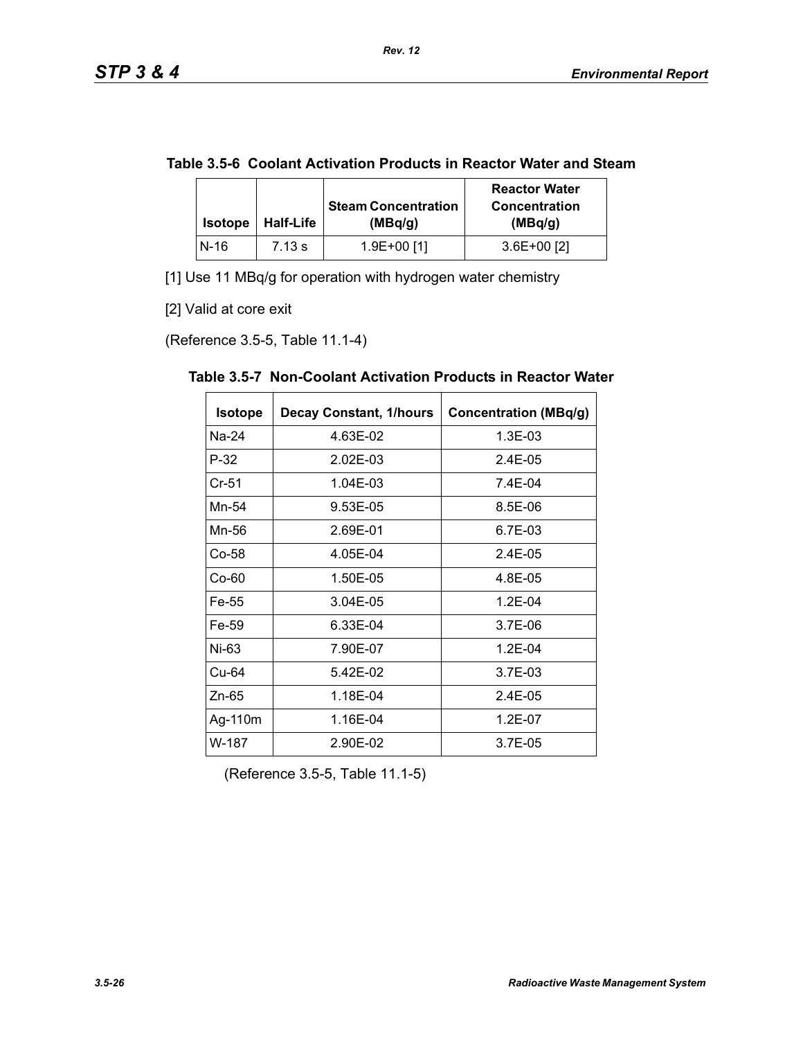**Table 3.5-6 Coolant Activation Products in Reactor Water and Steam**

| Isotope | Half-Life | Steam Concentration (MBq/g) | Reactor Water Concentration (MBq/g) |
|---|---|---|---|
| N-16 | 7.13 s | 1.9E+00 [1] | 3.6E+00 [2] |

[1] Use 11 MBq/g for operation with hydrogen water chemistry

[2] Valid at core exit

(Reference 3.5-5, Table 11.1-4)

**Table 3.5-7 Non-Coolant Activation Products in Reactor Water**

| Isotope | Decay Constant, 1/hours | Concentration (MBq/g) |
|---|---|---|
| Na-24 | 4.63E-02 | 1.3E-03 |
| P-32 | 2.02E-03 | 2.4E-05 |
| Cr-51 | 1.04E-03 | 7.4E-04 |
| Mn-54 | 9.53E-05 | 8.5E-06 |
| Mn-56 | 2.69E-01 | 6.7E-03 |
| Co-58 | 4.05E-04 | 2.4E-05 |
| Co-60 | 1.50E-05 | 4.8E-05 |
| Fe-55 | 3.04E-05 | 1.2E-04 |
| Fe-59 | 6.33E-04 | 3.7E-06 |
| Ni-63 | 7.90E-07 | 1.2E-04 |
| Cu-64 | 5.42E-02 | 3.7E-03 |
| Zn-65 | 1.18E-04 | 2.4E-05 |
| Ag-110m | 1.16E-04 | 1.2E-07 |
| W-187 | 2.90E-02 | 3.7E-05 |

(Reference 3.5-5, Table 11.1-5)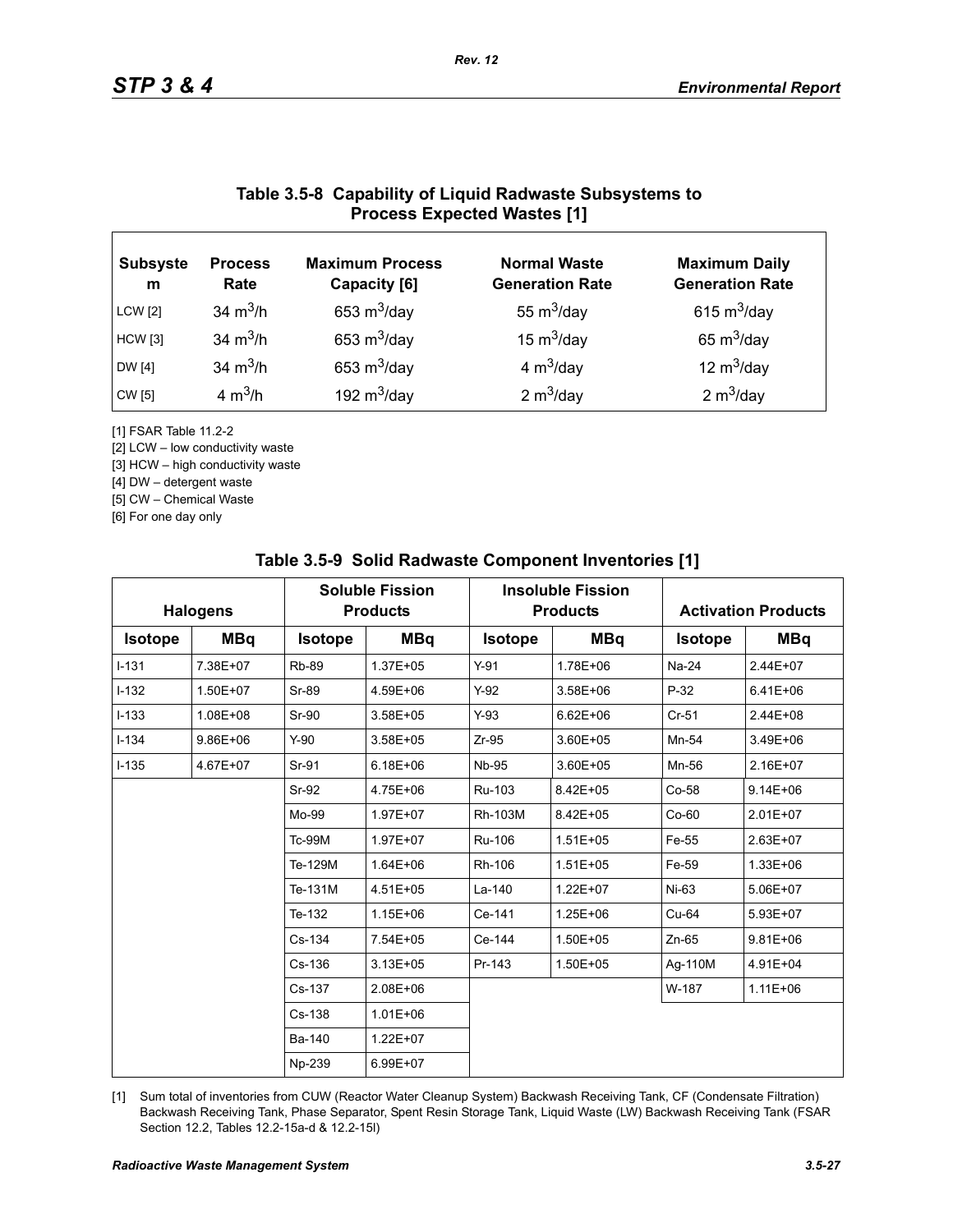## Table 3.5-8 Capability of Liquid Radwaste Subsystems to Process Expected Wastes [1]

| Subsystem | Process Rate | Maximum Process Capacity [6] | Normal Waste Generation Rate | Maximum Daily Generation Rate |
|---|---|---|---|---|
| LCW [2] | 34 $m^3$/h | 653 $m^3$/day | 55 $m^3$/day | 615 $m^3$/day |
| HCW [3] | 34 $m^3$/h | 653 $m^3$/day | 15 $m^3$/day | 65 $m^3$/day |
| DW [4] | 34 $m^3$/h | 653 $m^3$/day | 4 $m^3$/day | 12 $m^3$/day |
| CW [5] | 4 $m^3$/h | 192 $m^3$/day | 2 $m^3$/day | 2 $m^3$/day |

[1] FSAR Table 11.2-2

[2] LCW – low conductivity waste

[3] HCW – high conductivity waste

[4] DW – detergent waste

[5] CW – Chemical Waste

[6] For one day only

## Table 3.5-9 Solid Radwaste Component Inventories [1]

| Halogens | | Soluble Fission Products | | Insoluble Fission Products | | Activation Products | |
|---|---|---|---|---|---|---|---|
| Isotope | MBq | Isotope | MBq | Isotope | MBq | Isotope | MBq |
| I-131 | 7.38E+07 | Rb-89 | 1.37E+05 | Y-91 | 1.78E+06 | Na-24 | 2.44E+07 |
| I-132 | 1.50E+07 | Sr-89 | 4.59E+06 | Y-92 | 3.58E+06 | P-32 | 6.41E+06 |
| I-133 | 1.08E+08 | Sr-90 | 3.58E+05 | Y-93 | 6.62E+06 | Cr-51 | 2.44E+08 |
| I-134 | 9.86E+06 | Y-90 | 3.58E+05 | Zr-95 | 3.60E+05 | Mn-54 | 3.49E+06 |
| I-135 | 4.67E+07 | Sr-91 | 6.18E+06 | Nb-95 | 3.60E+05 | Mn-56 | 2.16E+07 |
| | | Sr-92 | 4.75E+06 | Ru-103 | 8.42E+05 | Co-58 | 9.14E+06 |
| | | Mo-99 | 1.97E+07 | Rh-103M | 8.42E+05 | Co-60 | 2.01E+07 |
| | | Tc-99M | 1.97E+07 | Ru-106 | 1.51E+05 | Fe-55 | 2.63E+07 |
| | | Te-129M | 1.64E+06 | Rh-106 | 1.51E+05 | Fe-59 | 1.33E+06 |
| | | Te-131M | 4.51E+05 | La-140 | 1.22E+07 | Ni-63 | 5.06E+07 |
| | | Te-132 | 1.15E+06 | Ce-141 | 1.25E+06 | Cu-64 | 5.93E+07 |
| | | Cs-134 | 7.54E+05 | Ce-144 | 1.50E+05 | Zn-65 | 9.81E+06 |
| | | Cs-136 | 3.13E+05 | Pr-143 | 1.50E+05 | Ag-110M | 4.91E+04 |
| | | Cs-137 | 2.08E+06 | | | W-187 | 1.11E+06 |
| | | Cs-138 | 1.01E+06 | | | | |
| | | Ba-140 | 1.22E+07 | | | | |
| | | Np-239 | 6.99E+07 | | | | |

[1] Sum total of inventories from CUW (Reactor Water Cleanup System) Backwash Receiving Tank, CF (Condensate Filtration) Backwash Receiving Tank, Phase Separator, Spent Resin Storage Tank, Liquid Waste (LW) Backwash Receiving Tank (FSAR Section 12.2, Tables 12.2-15a-d & 12.2-15l)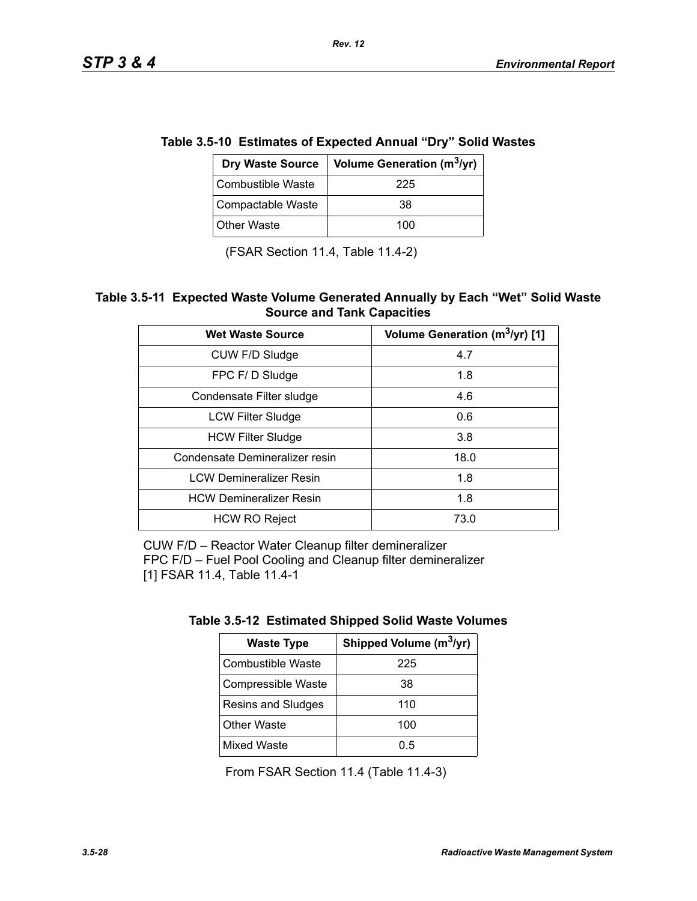**Table 3.5-10 Estimates of Expected Annual "Dry" Solid Wastes**

| Dry Waste Source | Volume Generation ($m^3$/yr) |
|---|---|
| Combustible Waste | 225 |
| Compactable Waste | 38 |
| Other Waste | 100 |

(FSAR Section 11.4, Table 11.4-2)

**Table 3.5-11 Expected Waste Volume Generated Annually by Each "Wet" Solid Waste Source and Tank Capacities**

| Wet Waste Source | Volume Generation ($m^3$/yr) [1] |
|---|---|
| CUW F/D Sludge | 4.7 |
| FPC F/ D Sludge | 1.8 |
| Condensate Filter sludge | 4.6 |
| LCW Filter Sludge | 0.6 |
| HCW Filter Sludge | 3.8 |
| Condensate Demineralizer resin | 18.0 |
| LCW Demineralizer Resin | 1.8 |
| HCW Demineralizer Resin | 1.8 |
| HCW RO Reject | 73.0 |

CUW F/D – Reactor Water Cleanup filter demineralizer
FPC F/D – Fuel Pool Cooling and Cleanup filter demineralizer
[1] FSAR 11.4, Table 11.4-1

**Table 3.5-12 Estimated Shipped Solid Waste Volumes**

| Waste Type | Shipped Volume ($m^3$/yr) |
|---|---|
| Combustible Waste | 225 |
| Compressible Waste | 38 |
| Resins and Sludges | 110 |
| Other Waste | 100 |
| Mixed Waste | 0.5 |

From FSAR Section 11.4 (Table 11.4-3)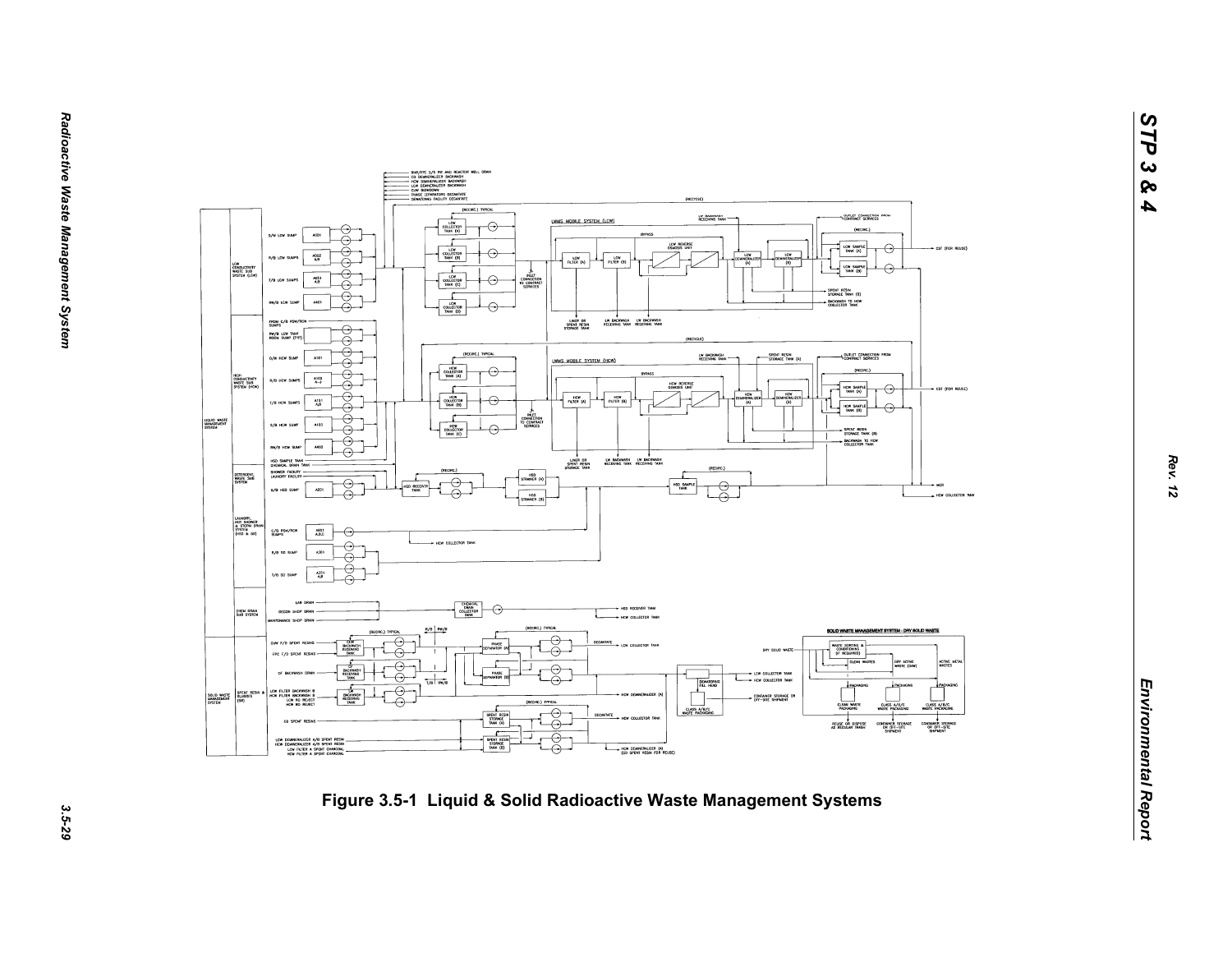**Figure 3.5-1 Liquid & Solid Radioactive Waste Management Systems**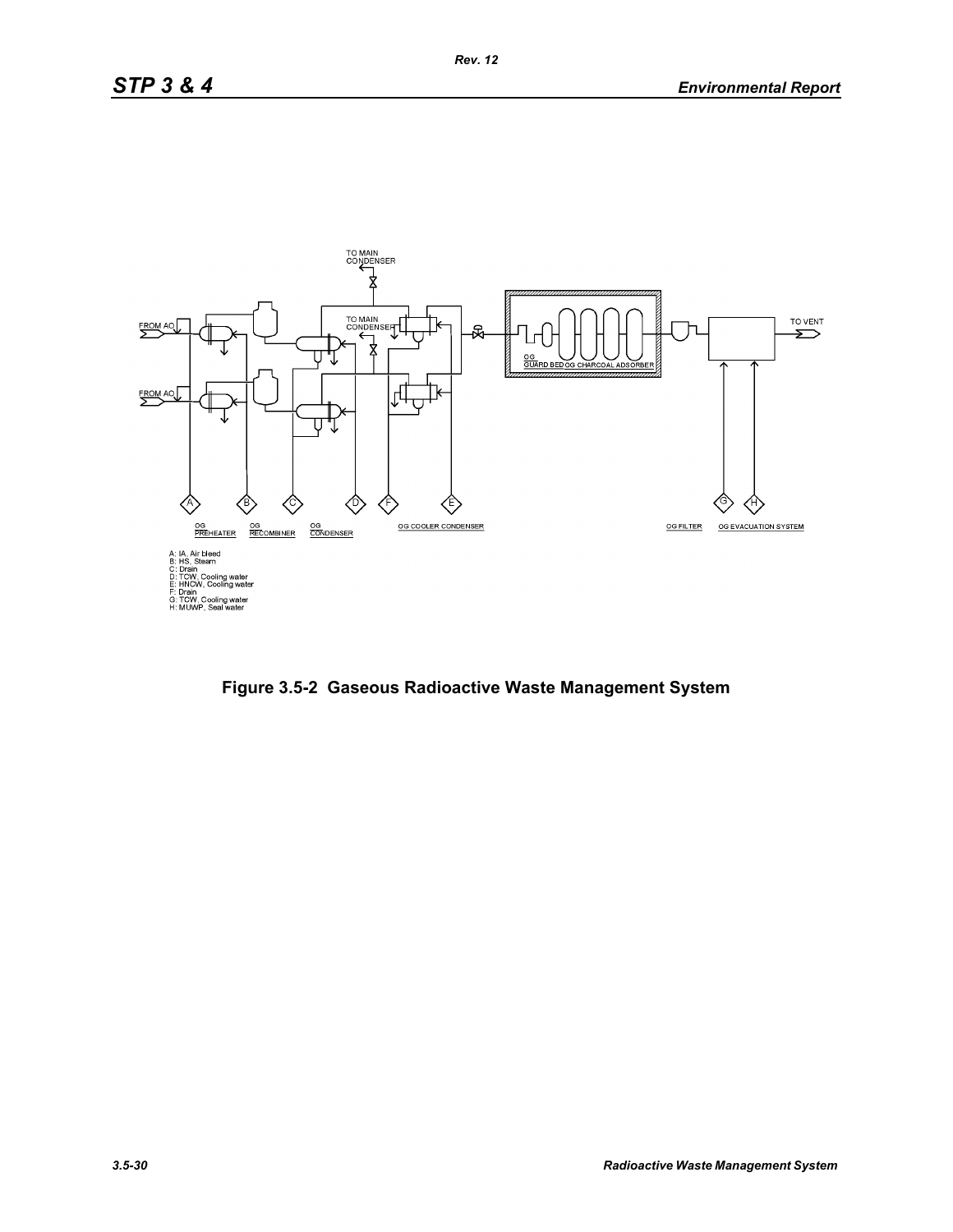TO MAIN CONDENSER

TO MAIN CONDENSER

FROM AO

FROM AO

OG GUARD BED

OG CHARCOAL ADSORBER

TO VENT

A

B

C

D

F

E

G

H

OG PREHEATER

OG RECOMBINER

OG CONDENSER

OG COOLER CONDENSER

OG FILTER

OG EVACUATION SYSTEM

A: IA, Air bleed
B: HS, Steam
C: Drain
D: TCW, Cooling water
E: HNCW, Cooling water
F: Drain
G: TCW, Cooling water
H: MUWP, Seal water

**Figure 3.5-2 Gaseous Radioactive Waste Management System**